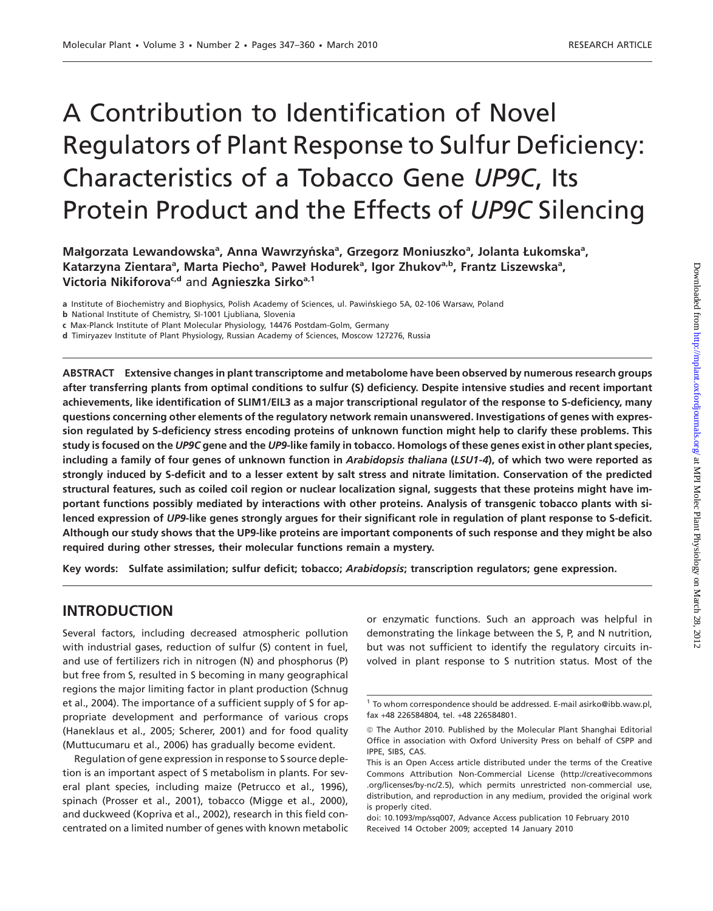# A Contribution to Identification of Novel Regulators of Plant Response to Sulfur Deficiency: Characteristics of a Tobacco Gene *UP9C*, Its Protein Product and the Effects of *UP9C* Silencing

**Małgorzata Lewandowska[a], Anna Wawrzyńska[a], Grzegorz Moniuszko[a], Jolanta Łukomska[a], Katarzyna Zientara[a], Marta Piecho[a], Paweł Hodurek[a], Igor Zhukov[a,b], Frantz Liszewska[a], Victoria Nikiforova[c,d] and Agnieszka Sirko[a,1]**

**a** Institute of Biochemistry and Biophysics, Polish Academy of Sciences, ul. Pawińskiego 5A, 02-106 Warsaw, Poland

**b** National Institute of Chemistry, SI-1001 Ljubliana, Slovenia

**c** Max-Planck Institute of Plant Molecular Physiology, 14476 Postdam-Golm, Germany

**d** Timiryazev Institute of Plant Physiology, Russian Academy of Sciences, Moscow 127276, Russia

**ABSTRACT Extensive changes in plant transcriptome and metabolome have been observed by numerous research groups after transferring plants from optimal conditions to sulfur (S) deficiency. Despite intensive studies and recent important achievements, like identification of SLIM1/EIL3 as a major transcriptional regulator of the response to S-deficiency, many questions concerning other elements of the regulatory network remain unanswered. Investigations of genes with expression regulated by S-deficiency stress encoding proteins of unknown function might help to clarify these problems. This study is focused on the *UP9C* gene and the *UP9*-like family in tobacco. Homologs of these genes exist in other plant species, including a family of four genes of unknown function in *Arabidopsis thaliana* (*LSU1-4*), of which two were reported as strongly induced by S-deficit and to a lesser extent by salt stress and nitrate limitation. Conservation of the predicted structural features, such as coiled coil region or nuclear localization signal, suggests that these proteins might have important functions possibly mediated by interactions with other proteins. Analysis of transgenic tobacco plants with silenced expression of *UP9*-like genes strongly argues for their significant role in regulation of plant response to S-deficit. Although our study shows that the UP9-like proteins are important components of such response and they might be also required during other stresses, their molecular functions remain a mystery.**

**Key words: Sulfate assimilation; sulfur deficit; tobacco; *Arabidopsis*; transcription regulators; gene expression.**

## INTRODUCTION

Several factors, including decreased atmospheric pollution with industrial gases, reduction of sulfur (S) content in fuel, and use of fertilizers rich in nitrogen (N) and phosphorus (P) but free from S, resulted in S becoming in many geographical regions the major limiting factor in plant production (Schnug et al., 2004). The importance of a sufficient supply of S for appropriate development and performance of various crops (Haneklaus et al., 2005; Scherer, 2001) and for food quality (Muttucumaru et al., 2006) has gradually become evident.

Regulation of gene expression in response to S source depletion is an important aspect of S metabolism in plants. For several plant species, including maize (Petrucco et al., 1996), spinach (Prosser et al., 2001), tobacco (Migge et al., 2000), and duckweed (Kopriva et al., 2002), research in this field concentrated on a limited number of genes with known metabolic or enzymatic functions. Such an approach was helpful in demonstrating the linkage between the S, P, and N nutrition, but was not sufficient to identify the regulatory circuits involved in plant response to S nutrition status. Most of the

[1] To whom correspondence should be addressed. E-mail asirko@ibb.waw.pl, fax +48 226584804, tel. +48 226584801.

© The Author 2010. Published by the Molecular Plant Shanghai Editorial Office in association with Oxford University Press on behalf of CSPP and IPPE, SIBS, CAS.

This is an Open Access article distributed under the terms of the Creative Commons Attribution Non-Commercial License (http://creativecommons.org/licenses/by-nc/2.5), which permits unrestricted non-commercial use, distribution, and reproduction in any medium, provided the original work is properly cited.

doi: 10.1093/mp/ssq007, Advance Access publication 10 February 2010

Received 14 October 2009; accepted 14 January 2010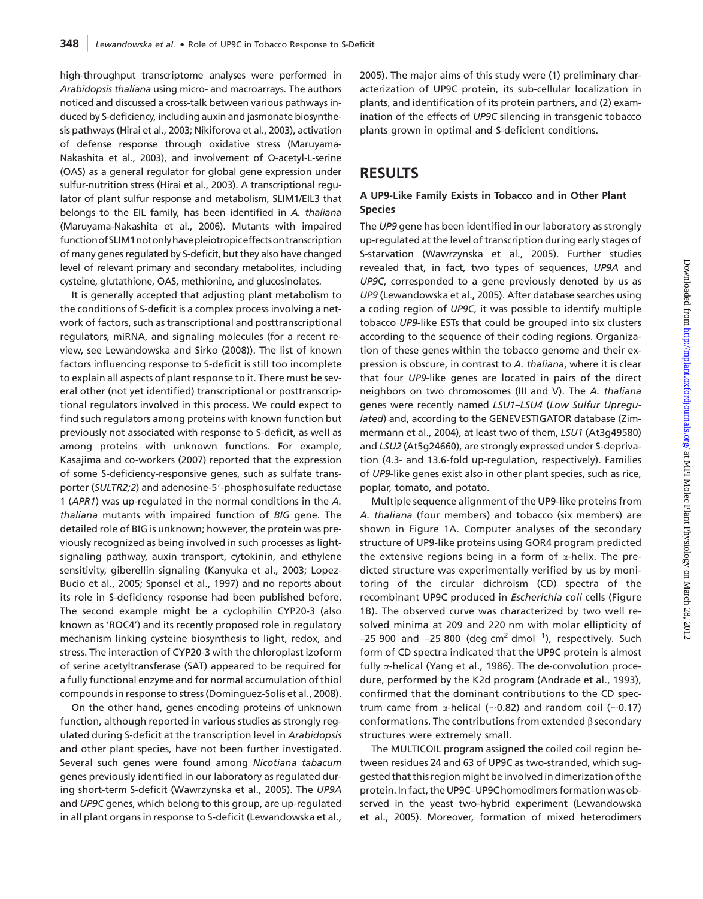high-throughput transcriptome analyses were performed in *Arabidopsis thaliana* using micro- and macroarrays. The authors noticed and discussed a cross-talk between various pathways induced by S-deficiency, including auxin and jasmonate biosynthesis pathways (Hirai et al., 2003; Nikiforova et al., 2003), activation of defense response through oxidative stress (Maruyama-Nakashita et al., 2003), and involvement of O-acetyl-L-serine (OAS) as a general regulator for global gene expression under sulfur-nutrition stress (Hirai et al., 2003). A transcriptional regulator of plant sulfur response and metabolism, SLIM1/EIL3 that belongs to the EIL family, has been identified in *A. thaliana* (Maruyama-Nakashita et al., 2006). Mutants with impaired function of SLIM1 not only have pleiotropic effects on transcription of many genes regulated by S-deficit, but they also have changed level of relevant primary and secondary metabolites, including cysteine, glutathione, OAS, methionine, and glucosinolates.

It is generally accepted that adjusting plant metabolism to the conditions of S-deficit is a complex process involving a network of factors, such as transcriptional and posttranscriptional regulators, miRNA, and signaling molecules (for a recent review, see Lewandowska and Sirko (2008)). The list of known factors influencing response to S-deficit is still too incomplete to explain all aspects of plant response to it. There must be several other (not yet identified) transcriptional or posttranscriptional regulators involved in this process. We could expect to find such regulators among proteins with known function but previously not associated with response to S-deficit, as well as among proteins with unknown functions. For example, Kasajima and co-workers (2007) reported that the expression of some S-deficiency-responsive genes, such as sulfate transporter (*SULTR2;2*) and adenosine-5′-phosphosulfate reductase 1 (*APR1*) was up-regulated in the normal conditions in the *A. thaliana* mutants with impaired function of *BIG* gene. The detailed role of BIG is unknown; however, the protein was previously recognized as being involved in such processes as light-signaling pathway, auxin transport, cytokinin, and ethylene sensitivity, giberellin signaling (Kanyuka et al., 2003; Lopez-Bucio et al., 2005; Sponsel et al., 1997) and no reports about its role in S-deficiency response had been published before. The second example might be a cyclophilin CYP20-3 (also known as 'ROC4') and its recently proposed role in regulatory mechanism linking cysteine biosynthesis to light, redox, and stress. The interaction of CYP20-3 with the chloroplast izoform of serine acetyltransferase (SAT) appeared to be required for a fully functional enzyme and for normal accumulation of thiol compounds in response to stress (Dominguez-Solis et al., 2008).

On the other hand, genes encoding proteins of unknown function, although reported in various studies as strongly regulated during S-deficit at the transcription level in *Arabidopsis* and other plant species, have not been further investigated. Several such genes were found among *Nicotiana tabacum* genes previously identified in our laboratory as regulated during short-term S-deficit (Wawrzynska et al., 2005). The *UP9A* and *UP9C* genes, which belong to this group, are up-regulated in all plant organs in response to S-deficit (Lewandowska et al., 2005). The major aims of this study were (1) preliminary characterization of UP9C protein, its sub-cellular localization in plants, and identification of its protein partners, and (2) examination of the effects of *UP9C* silencing in transgenic tobacco plants grown in optimal and S-deficient conditions.

## RESULTS

### A UP9-Like Family Exists in Tobacco and in Other Plant Species

The *UP9* gene has been identified in our laboratory as strongly up-regulated at the level of transcription during early stages of S-starvation (Wawrzynska et al., 2005). Further studies revealed that, in fact, two types of sequences, *UP9A* and *UP9C*, corresponded to a gene previously denoted by us as *UP9* (Lewandowska et al., 2005). After database searches using a coding region of *UP9C*, it was possible to identify multiple tobacco *UP9*-like ESTs that could be grouped into six clusters according to the sequence of their coding regions. Organization of these genes within the tobacco genome and their expression is obscure, in contrast to *A. thaliana*, where it is clear that four *UP9*-like genes are located in pairs of the direct neighbors on two chromosomes (III and V). The *A. thaliana* genes were recently named *LSU1–LSU4* (Low Sulfur Upregulated) and, according to the GENEVESTIGATOR database (Zimmermann et al., 2004), at least two of them, *LSU1* (At3g49580) and *LSU2* (At5g24660), are strongly expressed under S-deprivation (4.3- and 13.6-fold up-regulation, respectively). Families of *UP9*-like genes exist also in other plant species, such as rice, poplar, tomato, and potato.

Multiple sequence alignment of the UP9-like proteins from *A. thaliana* (four members) and tobacco (six members) are shown in Figure 1A. Computer analyses of the secondary structure of UP9-like proteins using GOR4 program predicted the extensive regions being in a form of α-helix. The predicted structure was experimentally verified by us by monitoring of the circular dichroism (CD) spectra of the recombinant UP9C produced in *Escherichia coli* cells (Figure 1B). The observed curve was characterized by two well resolved minima at 209 and 220 nm with molar ellipticity of –25 900 and –25 800 (deg cm$^2$ dmol$^{-1}$), respectively. Such form of CD spectra indicated that the UP9C protein is almost fully α-helical (Yang et al., 1986). The de-convolution procedure, performed by the K2d program (Andrade et al., 1993), confirmed that the dominant contributions to the CD spectrum came from α-helical (~0.82) and random coil (~0.17) conformations. The contributions from extended β secondary structures were extremely small.

The MULTICOIL program assigned the coiled coil region between residues 24 and 63 of UP9C as two-stranded, which suggested that this region might be involved in dimerization of the protein. In fact, the UP9C–UP9C homodimers formation was observed in the yeast two-hybrid experiment (Lewandowska et al., 2005). Moreover, formation of mixed heterodimers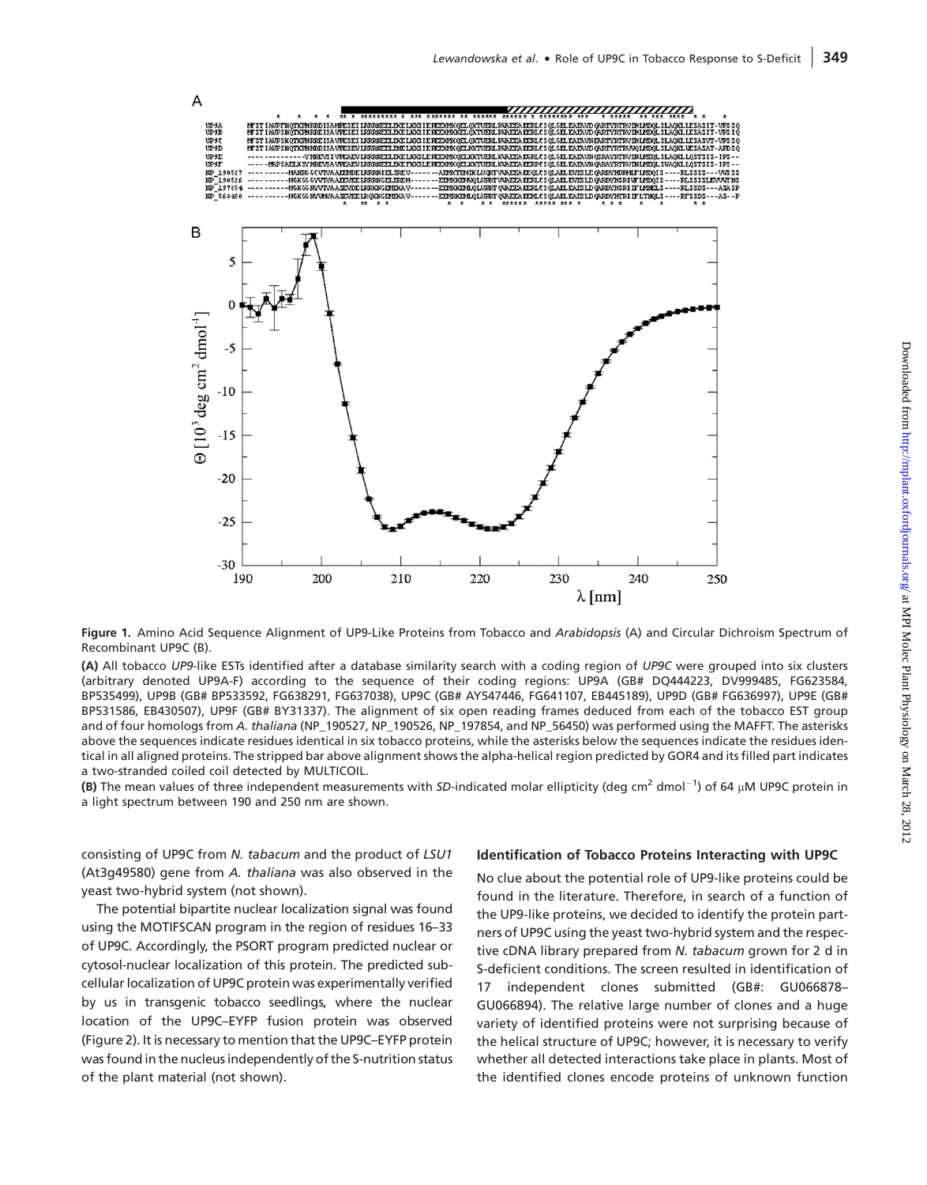A

B

Θ [10³ deg cm² dmol⁻¹]

λ [nm]

**Figure 1.** Amino Acid Sequence Alignment of UP9-Like Proteins from Tobacco and *Arabidopsis* (A) and Circular Dichroism Spectrum of Recombinant UP9C (B).

**(A)** All tobacco *UP9*-like ESTs identified after a database similarity search with a coding region of *UP9C* were grouped into six clusters (arbitrary denoted UP9A-F) according to the sequence of their coding regions: UP9A (GB# DQ444223, DV999485, FG623584, BP535499), UP9B (GB# BP533592, FG638291, FG637038), UP9C (GB# AY547446, FG641107, EB445189), UP9D (GB# FG636997), UP9E (GB# BP531586, EB430507), UP9F (GB# BY31337). The alignment of six open reading frames deduced from each of the tobacco EST group and of four homologs from *A. thaliana* (NP_190527, NP_190526, NP_197854, and NP_56450) was performed using the MAFFT. The asterisks above the sequences indicate residues identical in six tobacco proteins, while the asterisks below the sequences indicate the residues identical in all aligned proteins. The stripped bar above alignment shows the alpha-helical region predicted by GOR4 and its filled part indicates a two-stranded coiled coil detected by MULTICOIL.

**(B)** The mean values of three independent measurements with *SD*-indicated molar ellipticity (deg cm$^2$ dmol$^{-1}$) of 64 μM UP9C protein in a light spectrum between 190 and 250 nm are shown.

consisting of UP9C from *N. tabacum* and the product of *LSU1* (At3g49580) gene from *A. thaliana* was also observed in the yeast two-hybrid system (not shown).

The potential bipartite nuclear localization signal was found using the MOTIFSCAN program in the region of residues 16–33 of UP9C. Accordingly, the PSORT program predicted nuclear or cytosol-nuclear localization of this protein. The predicted subcellular localization of UP9C protein was experimentally verified by us in transgenic tobacco seedlings, where the nuclear location of the UP9C–EYFP fusion protein was observed (Figure 2). It is necessary to mention that the UP9C–EYFP protein was found in the nucleus independently of the S-nutrition status of the plant material (not shown).

### Identification of Tobacco Proteins Interacting with UP9C

No clue about the potential role of UP9-like proteins could be found in the literature. Therefore, in search of a function of the UP9-like proteins, we decided to identify the protein partners of UP9C using the yeast two-hybrid system and the respective cDNA library prepared from *N. tabacum* grown for 2 d in S-deficient conditions. The screen resulted in identification of 17 independent clones submitted (GB#: GU066878–GU066894). The relative large number of clones and a huge variety of identified proteins were not surprising because of the helical structure of UP9C; however, it is necessary to verify whether all detected interactions take place in plants. Most of the identified clones encode proteins of unknown function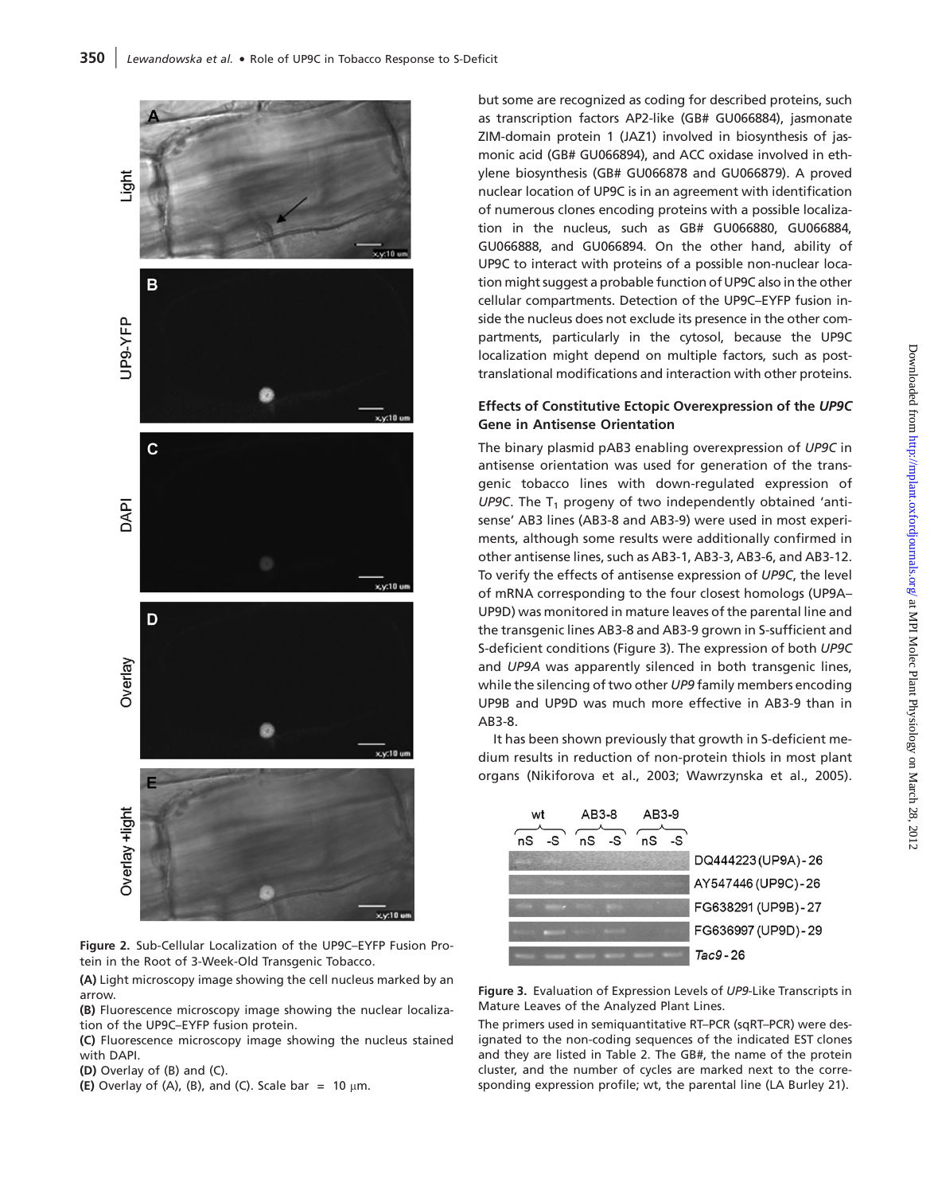Light

A

x,y:10 um

UP9-YFP

B

x,y:10 um

DAPI

C

x,y:10 um

Overlay

D

x,y:10 um

Overlay +light

E

x,y:10 um

**Figure 2.** Sub-Cellular Localization of the UP9C–EYFP Fusion Protein in the Root of 3-Week-Old Transgenic Tobacco.

**(A)** Light microscopy image showing the cell nucleus marked by an arrow.

**(B)** Fluorescence microscopy image showing the nuclear localization of the UP9C–EYFP fusion protein.

**(C)** Fluorescence microscopy image showing the nucleus stained with DAPI.

**(D)** Overlay of (B) and (C).

**(E)** Overlay of (A), (B), and (C). Scale bar = 10 μm.

but some are recognized as coding for described proteins, such as transcription factors AP2-like (GB# GU066884), jasmonate ZIM-domain protein 1 (JAZ1) involved in biosynthesis of jasmonic acid (GB# GU066894), and ACC oxidase involved in ethylene biosynthesis (GB# GU066878 and GU066879). A proved nuclear location of UP9C is in an agreement with identification of numerous clones encoding proteins with a possible localization in the nucleus, such as GB# GU066880, GU066884, GU066888, and GU066894. On the other hand, ability of UP9C to interact with proteins of a possible non-nuclear location might suggest a probable function of UP9C also in the other cellular compartments. Detection of the UP9C–EYFP fusion inside the nucleus does not exclude its presence in the other compartments, particularly in the cytosol, because the UP9C localization might depend on multiple factors, such as post-translational modifications and interaction with other proteins.

### Effects of Constitutive Ectopic Overexpression of the *UP9C* Gene in Antisense Orientation

The binary plasmid pAB3 enabling overexpression of *UP9C* in antisense orientation was used for generation of the transgenic tobacco lines with down-regulated expression of *UP9C*. The $T_1$ progeny of two independently obtained 'antisense' AB3 lines (AB3-8 and AB3-9) were used in most experiments, although some results were additionally confirmed in other antisense lines, such as AB3-1, AB3-3, AB3-6, and AB3-12. To verify the effects of antisense expression of *UP9C*, the level of mRNA corresponding to the four closest homologs (UP9A–UP9D) was monitored in mature leaves of the parental line and the transgenic lines AB3-8 and AB3-9 grown in S-sufficient and S-deficient conditions (Figure 3). The expression of both *UP9C* and *UP9A* was apparently silenced in both transgenic lines, while the silencing of two other *UP9* family members encoding UP9B and UP9D was much more effective in AB3-9 than in AB3-8.

It has been shown previously that growth in S-deficient medium results in reduction of non-protein thiols in most plant organs (Nikiforova et al., 2003; Wawrzynska et al., 2005).

wt AB3-8 AB3-9

nS -S nS -S nS -S

DQ444223 (UP9A) - 26

AY547446 (UP9C) - 26

FG638291 (UP9B) - 27

FG636997 (UP9D) - 29

*Tac9* - 26

**Figure 3.** Evaluation of Expression Levels of *UP9*-Like Transcripts in Mature Leaves of the Analyzed Plant Lines.

The primers used in semiquantitative RT–PCR (sqRT–PCR) were designated to the non-coding sequences of the indicated EST clones and they are listed in Table 2. The GB#, the name of the protein cluster, and the number of cycles are marked next to the corresponding expression profile; wt, the parental line (LA Burley 21).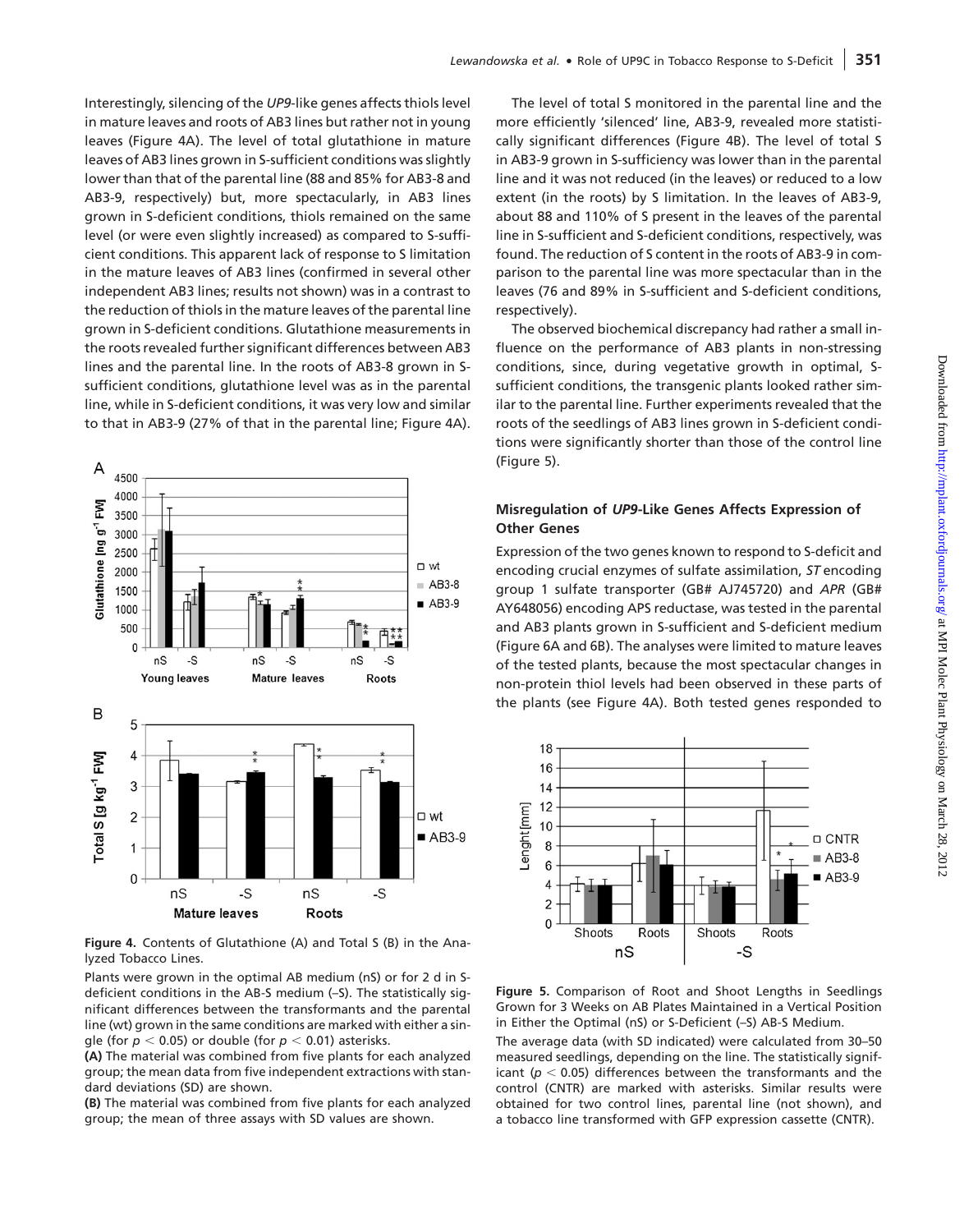Interestingly, silencing of the *UP9*-like genes affects thiols level in mature leaves and roots of AB3 lines but rather not in young leaves (Figure 4A). The level of total glutathione in mature leaves of AB3 lines grown in S-sufficient conditions was slightly lower than that of the parental line (88 and 85% for AB3-8 and AB3-9, respectively) but, more spectacularly, in AB3 lines grown in S-deficient conditions, thiols remained on the same level (or were even slightly increased) as compared to S-sufficient conditions. This apparent lack of response to S limitation in the mature leaves of AB3 lines (confirmed in several other independent AB3 lines; results not shown) was in a contrast to the reduction of thiols in the mature leaves of the parental line grown in S-deficient conditions. Glutathione measurements in the roots revealed further significant differences between AB3 lines and the parental line. In the roots of AB3-8 grown in S-sufficient conditions, glutathione level was as in the parental line, while in S-deficient conditions, it was very low and similar to that in AB3-9 (27% of that in the parental line; Figure 4A).

A

Glutathione [ng g$^{-1}$ FW]

4500
4000
3500
3000
2500
2000
1500
1000
500
0

nS -S nS -S nS -S

Young leaves Mature leaves Roots

wt
AB3-8
AB3-9

B

Total S [g kg$^{-1}$ FW]

5
4
3
2
1
0

nS -S nS -S

Mature leaves Roots

wt
AB3-9

**Figure 4.** Contents of Glutathione (A) and Total S (B) in the Analyzed Tobacco Lines.

Plants were grown in the optimal AB medium (nS) or for 2 d in S-deficient conditions in the AB-S medium (–S). The statistically significant differences between the transformants and the parental line (wt) grown in the same conditions are marked with either a single (for $p < 0.05$) or double (for $p < 0.01$) asterisks.

**(A)** The material was combined from five plants for each analyzed group; the mean data from five independent extractions with standard deviations (SD) are shown.

**(B)** The material was combined from five plants for each analyzed group; the mean of three assays with SD values are shown.

The level of total S monitored in the parental line and the more efficiently 'silenced' line, AB3-9, revealed more statistically significant differences (Figure 4B). The level of total S in AB3-9 grown in S-sufficiency was lower than in the parental line and it was not reduced (in the leaves) or reduced to a low extent (in the roots) by S limitation. In the leaves of AB3-9, about 88 and 110% of S present in the leaves of the parental line in S-sufficient and S-deficient conditions, respectively, was found. The reduction of S content in the roots of AB3-9 in comparison to the parental line was more spectacular than in the leaves (76 and 89% in S-sufficient and S-deficient conditions, respectively).

The observed biochemical discrepancy had rather a small influence on the performance of AB3 plants in non-stressing conditions, since, during vegetative growth in optimal, S-sufficient conditions, the transgenic plants looked rather similar to the parental line. Further experiments revealed that the roots of the seedlings of AB3 lines grown in S-deficient conditions were significantly shorter than those of the control line (Figure 5).

### Misregulation of *UP9*-Like Genes Affects Expression of Other Genes

Expression of the two genes known to respond to S-deficit and encoding crucial enzymes of sulfate assimilation, *ST* encoding group 1 sulfate transporter (GB# AJ745720) and *APR* (GB# AY648056) encoding APS reductase, was tested in the parental and AB3 plants grown in S-sufficient and S-deficient medium (Figure 6A and 6B). The analyses were limited to mature leaves of the tested plants, because the most spectacular changes in non-protein thiol levels had been observed in these parts of the plants (see Figure 4A). Both tested genes responded to

Lenght [mm]

18
16
14
12
10
8
6
4
2
0

Shoots Roots Shoots Roots

nS -S

CNTR
AB3-8
AB3-9

**Figure 5.** Comparison of Root and Shoot Lengths in Seedlings Grown for 3 Weeks on AB Plates Maintained in a Vertical Position in Either the Optimal (nS) or S-Deficient (–S) AB-S Medium.

The average data (with SD indicated) were calculated from 30–50 measured seedlings, depending on the line. The statistically significant ($p < 0.05$) differences between the transformants and the control (CNTR) are marked with asterisks. Similar results were obtained for two control lines, parental line (not shown), and a tobacco line transformed with GFP expression cassette (CNTR).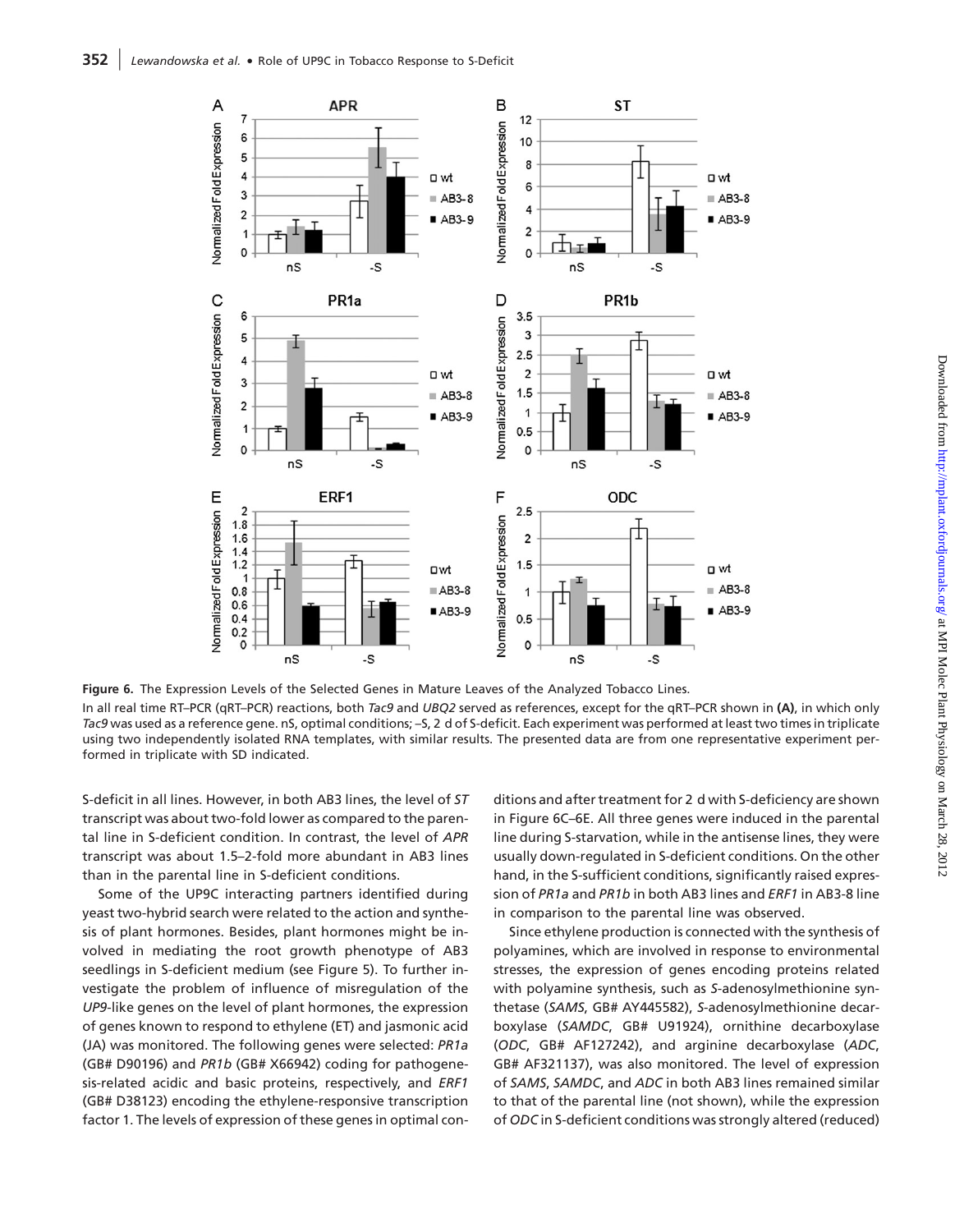A APR

Normalized Fold Expression

7 6 5 4 3 2 1 0

nS -S

□ wt ■ AB3-8 ■ AB3-9

B ST

Normalized Fold Expression

12 10 8 6 4 2 0

nS -S

□ wt ■ AB3-8 ■ AB3-9

C PR1a

Normalized Fold Expression

6 5 4 3 2 1 0

nS -S

□ wt ■ AB3-8 ■ AB3-9

D PR1b

Normalized Fold Expression

3.5 3 2.5 2 1.5 1 0.5 0

nS -S

□ wt ■ AB3-8 ■ AB3-9

E ERF1

Normalized Fold Expression

2 1.8 1.6 1.4 1.2 1 0.8 0.6 0.4 0.2 0

nS -S

□ wt ■ AB3-8 ■ AB3-9

F ODC

Normalized Fold Expression

2.5 2 1.5 1 0.5 0

nS -S

□ wt ■ AB3-8 ■ AB3-9

**Figure 6.** The Expression Levels of the Selected Genes in Mature Leaves of the Analyzed Tobacco Lines.
In all real time RT–PCR (qRT–PCR) reactions, both *Tac9* and *UBQ2* served as references, except for the qRT–PCR shown in **(A)**, in which only *Tac9* was used as a reference gene. nS, optimal conditions; –S, 2 d of S-deficit. Each experiment was performed at least two times in triplicate using two independently isolated RNA templates, with similar results. The presented data are from one representative experiment performed in triplicate with SD indicated.

S-deficit in all lines. However, in both AB3 lines, the level of *ST* transcript was about two-fold lower as compared to the parental line in S-deficient condition. In contrast, the level of *APR* transcript was about 1.5–2-fold more abundant in AB3 lines than in the parental line in S-deficient conditions.

Some of the UP9C interacting partners identified during yeast two-hybrid search were related to the action and synthesis of plant hormones. Besides, plant hormones might be involved in mediating the root growth phenotype of AB3 seedlings in S-deficient medium (see Figure 5). To further investigate the problem of influence of misregulation of the *UP9*-like genes on the level of plant hormones, the expression of genes known to respond to ethylene (ET) and jasmonic acid (JA) was monitored. The following genes were selected: *PR1a* (GB# D90196) and *PR1b* (GB# X66942) coding for pathogenesis-related acidic and basic proteins, respectively, and *ERF1* (GB# D38123) encoding the ethylene-responsive transcription factor 1. The levels of expression of these genes in optimal conditions and after treatment for 2 d with S-deficiency are shown in Figure 6C–6E. All three genes were induced in the parental line during S-starvation, while in the antisense lines, they were usually down-regulated in S-deficient conditions. On the other hand, in the S-sufficient conditions, significantly raised expression of *PR1a* and *PR1b* in both AB3 lines and *ERF1* in AB3-8 line in comparison to the parental line was observed.

Since ethylene production is connected with the synthesis of polyamines, which are involved in response to environmental stresses, the expression of genes encoding proteins related with polyamine synthesis, such as *S*-adenosylmethionine synthetase (*SAMS*, GB# AY445582), *S*-adenosylmethionine decarboxylase (*SAMDC*, GB# U91924), ornithine decarboxylase (*ODC*, GB# AF127242), and arginine decarboxylase (*ADC*, GB# AF321137), was also monitored. The level of expression of *SAMS*, *SAMDC*, and *ADC* in both AB3 lines remained similar to that of the parental line (not shown), while the expression of *ODC* in S-deficient conditions was strongly altered (reduced)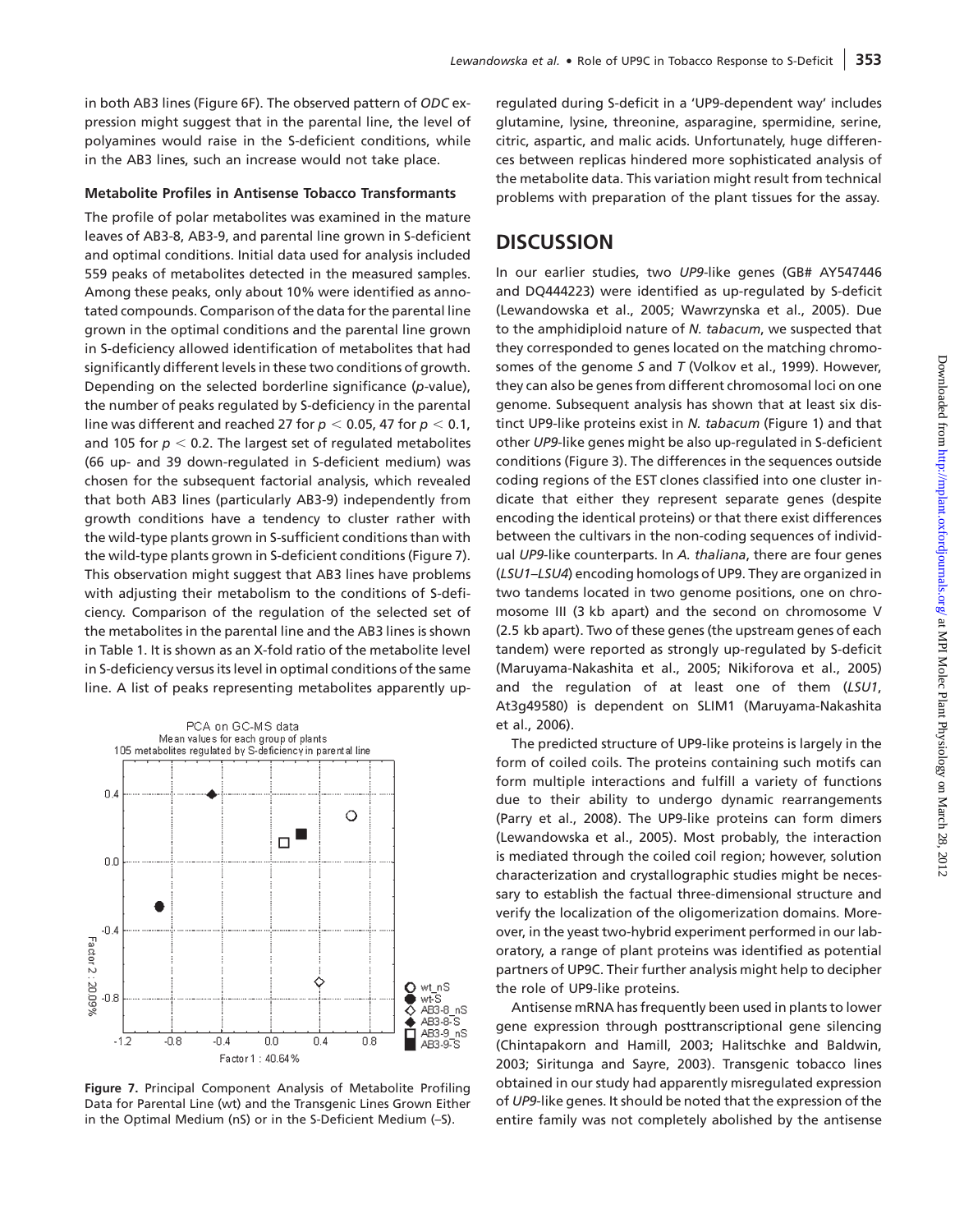in both AB3 lines (Figure 6F). The observed pattern of *ODC* expression might suggest that in the parental line, the level of polyamines would raise in the S-deficient conditions, while in the AB3 lines, such an increase would not take place.

### Metabolite Profiles in Antisense Tobacco Transformants

The profile of polar metabolites was examined in the mature leaves of AB3-8, AB3-9, and parental line grown in S-deficient and optimal conditions. Initial data used for analysis included 559 peaks of metabolites detected in the measured samples. Among these peaks, only about 10% were identified as annotated compounds. Comparison of the data for the parental line grown in the optimal conditions and the parental line grown in S-deficiency allowed identification of metabolites that had significantly different levels in these two conditions of growth. Depending on the selected borderline significance (*p*-value), the number of peaks regulated by S-deficiency in the parental line was different and reached 27 for $p < 0.05$, 47 for $p < 0.1$, and 105 for $p < 0.2$. The largest set of regulated metabolites (66 up- and 39 down-regulated in S-deficient medium) was chosen for the subsequent factorial analysis, which revealed that both AB3 lines (particularly AB3-9) independently from growth conditions have a tendency to cluster rather with the wild-type plants grown in S-sufficient conditions than with the wild-type plants grown in S-deficient conditions (Figure 7). This observation might suggest that AB3 lines have problems with adjusting their metabolism to the conditions of S-deficiency. Comparison of the regulation of the selected set of the metabolites in the parental line and the AB3 lines is shown in Table 1. It is shown as an X-fold ratio of the metabolite level in S-deficiency versus its level in optimal conditions of the same line. A list of peaks representing metabolites apparently up-regulated during S-deficit in a 'UP9-dependent way' includes glutamine, lysine, threonine, asparagine, spermidine, serine, citric, aspartic, and malic acids. Unfortunately, huge differences between replicas hindered more sophisticated analysis of the metabolite data. This variation might result from technical problems with preparation of the plant tissues for the assay.

PCA on GC-MS data
Mean values for each group of plants
105 metabolites regulated by S-deficiency in parental line

0.4
0.0
-0.4
-0.8
Factor 2 : 20.09%

-1.2
-0.8
-0.4
0.0
0.4
0.8
Factor 1 : 40.64%

wt_nS
wt-S
AB3-8_nS
AB3-8-S
AB3-9_nS
AB3-9-S

**Figure 7.** Principal Component Analysis of Metabolite Profiling Data for Parental Line (wt) and the Transgenic Lines Grown Either in the Optimal Medium (nS) or in the S-Deficient Medium (–S).

## DISCUSSION

In our earlier studies, two *UP9*-like genes (GB# AY547446 and DQ444223) were identified as up-regulated by S-deficit (Lewandowska et al., 2005; Wawrzynska et al., 2005). Due to the amphidiploid nature of *N. tabacum*, we suspected that they corresponded to genes located on the matching chromosomes of the genome *S* and *T* (Volkov et al., 1999). However, they can also be genes from different chromosomal loci on one genome. Subsequent analysis has shown that at least six distinct UP9-like proteins exist in *N. tabacum* (Figure 1) and that other *UP9*-like genes might be also up-regulated in S-deficient conditions (Figure 3). The differences in the sequences outside coding regions of the EST clones classified into one cluster indicate that either they represent separate genes (despite encoding the identical proteins) or that there exist differences between the cultivars in the non-coding sequences of individual *UP9*-like counterparts. In *A. thaliana*, there are four genes (*LSU1*–*LSU4*) encoding homologs of UP9. They are organized in two tandems located in two genome positions, one on chromosome III (3 kb apart) and the second on chromosome V (2.5 kb apart). Two of these genes (the upstream genes of each tandem) were reported as strongly up-regulated by S-deficit (Maruyama-Nakashita et al., 2005; Nikiforova et al., 2005) and the regulation of at least one of them (*LSU1*, At3g49580) is dependent on SLIM1 (Maruyama-Nakashita et al., 2006).

The predicted structure of UP9-like proteins is largely in the form of coiled coils. The proteins containing such motifs can form multiple interactions and fulfill a variety of functions due to their ability to undergo dynamic rearrangements (Parry et al., 2008). The UP9-like proteins can form dimers (Lewandowska et al., 2005). Most probably, the interaction is mediated through the coiled coil region; however, solution characterization and crystallographic studies might be necessary to establish the factual three-dimensional structure and verify the localization of the oligomerization domains. Moreover, in the yeast two-hybrid experiment performed in our laboratory, a range of plant proteins was identified as potential partners of UP9C. Their further analysis might help to decipher the role of UP9-like proteins.

Antisense mRNA has frequently been used in plants to lower gene expression through posttranscriptional gene silencing (Chintapakorn and Hamill, 2003; Halitschke and Baldwin, 2003; Siritunga and Sayre, 2003). Transgenic tobacco lines obtained in our study had apparently misregulated expression of *UP9*-like genes. It should be noted that the expression of the entire family was not completely abolished by the antisense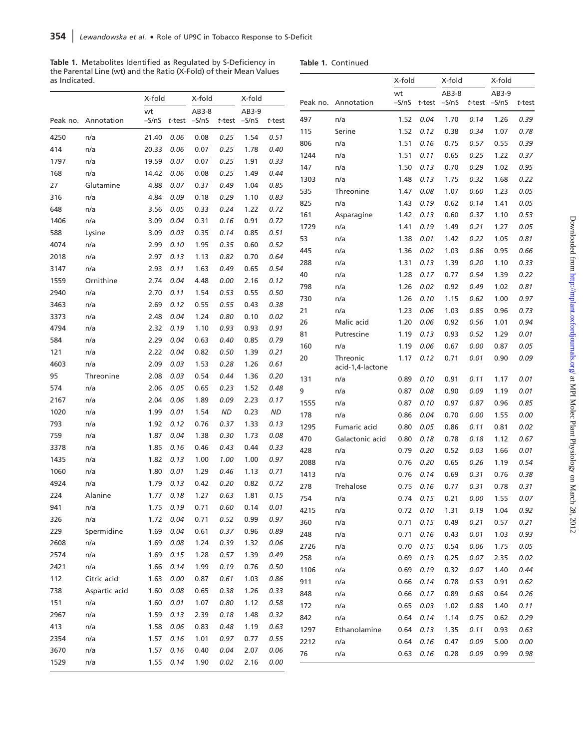**Table 1.** Metabolites Identified as Regulated by S-Deficiency in the Parental Line (wt) and the Ratio (X-Fold) of their Mean Values as Indicated.

| | | X-fold | | X-fold | | X-fold | |
|---|---|---|---|---|---|---|---|
| Peak no. | Annotation | wt –S/nS | *t*-test | AB3-8 –S/nS | *t*-test | AB3-9 –S/nS | *t*-test |
| 4250 | n/a | 21.40 | *0.06* | 0.08 | *0.25* | 1.54 | *0.51* |
| 414 | n/a | 20.33 | *0.06* | 0.07 | *0.25* | 1.78 | *0.40* |
| 1797 | n/a | 19.59 | *0.07* | 0.07 | *0.25* | 1.91 | *0.33* |
| 168 | n/a | 14.42 | *0.06* | 0.08 | *0.25* | 1.49 | *0.44* |
| 27 | Glutamine | 4.88 | *0.07* | 0.37 | *0.49* | 1.04 | *0.85* |
| 316 | n/a | 4.84 | *0.09* | 0.18 | *0.29* | 1.10 | *0.83* |
| 648 | n/a | 3.56 | *0.05* | 0.33 | *0.24* | 1.22 | *0.72* |
| 1406 | n/a | 3.09 | *0.04* | 0.31 | *0.16* | 0.91 | *0.72* |
| 588 | Lysine | 3.09 | *0.03* | 0.35 | *0.14* | 0.85 | *0.51* |
| 4074 | n/a | 2.99 | *0.10* | 1.95 | *0.35* | 0.60 | *0.52* |
| 2018 | n/a | 2.97 | *0.13* | 1.13 | *0.82* | 0.70 | *0.64* |
| 3147 | n/a | 2.93 | *0.11* | 1.63 | *0.49* | 0.65 | *0.54* |
| 1559 | Ornithine | 2.74 | *0.04* | 4.48 | *0.00* | 2.16 | *0.12* |
| 2940 | n/a | 2.70 | *0.11* | 1.54 | *0.53* | 0.55 | *0.50* |
| 3463 | n/a | 2.69 | *0.12* | 0.55 | *0.55* | 0.43 | *0.38* |
| 3373 | n/a | 2.48 | *0.04* | 1.24 | *0.80* | 0.10 | *0.02* |
| 4794 | n/a | 2.32 | *0.19* | 1.10 | *0.93* | 0.93 | *0.91* |
| 584 | n/a | 2.29 | *0.04* | 0.63 | *0.40* | 0.85 | *0.79* |
| 121 | n/a | 2.22 | *0.04* | 0.82 | *0.50* | 1.39 | *0.21* |
| 4603 | n/a | 2.09 | *0.03* | 1.53 | *0.28* | 1.26 | *0.61* |
| 95 | Threonine | 2.08 | *0.03* | 0.54 | *0.44* | 1.36 | *0.20* |
| 574 | n/a | 2.06 | *0.05* | 0.65 | *0.23* | 1.52 | *0.48* |
| 2167 | n/a | 2.04 | *0.06* | 1.89 | *0.09* | 2.23 | *0.17* |
| 1020 | n/a | 1.99 | *0.01* | 1.54 | *ND* | 0.23 | *ND* |
| 793 | n/a | 1.92 | *0.12* | 0.76 | *0.37* | 1.33 | *0.13* |
| 759 | n/a | 1.87 | *0.04* | 1.38 | *0.30* | 1.73 | *0.08* |
| 3378 | n/a | 1.85 | *0.16* | 0.46 | *0.43* | 0.44 | *0.33* |
| 1435 | n/a | 1.82 | *0.13* | 1.00 | *1.00* | 1.00 | *0.97* |
| 1060 | n/a | 1.80 | *0.01* | 1.29 | *0.46* | 1.13 | *0.71* |
| 4924 | n/a | 1.79 | *0.13* | 0.42 | *0.20* | 0.82 | *0.72* |
| 224 | Alanine | 1.77 | *0.18* | 1.27 | *0.63* | 1.81 | *0.15* |
| 941 | n/a | 1.75 | *0.19* | 0.71 | *0.60* | 0.14 | *0.01* |
| 326 | n/a | 1.72 | *0.04* | 0.71 | *0.52* | 0.99 | *0.97* |
| 229 | Spermidine | 1.69 | *0.04* | 0.61 | *0.37* | 0.96 | *0.89* |
| 2608 | n/a | 1.69 | *0.08* | 1.24 | *0.39* | 1.32 | *0.06* |
| 2574 | n/a | 1.69 | *0.15* | 1.28 | *0.57* | 1.39 | *0.49* |
| 2421 | n/a | 1.66 | *0.14* | 1.99 | *0.19* | 0.76 | *0.50* |
| 112 | Citric acid | 1.63 | *0.00* | 0.87 | *0.61* | 1.03 | *0.86* |
| 738 | Aspartic acid | 1.60 | *0.08* | 0.65 | *0.38* | 1.26 | *0.33* |
| 151 | n/a | 1.60 | *0.01* | 1.07 | *0.80* | 1.12 | *0.58* |
| 2967 | n/a | 1.59 | *0.13* | 2.39 | *0.18* | 1.48 | *0.32* |
| 413 | n/a | 1.58 | *0.06* | 0.83 | *0.48* | 1.19 | *0.63* |
| 2354 | n/a | 1.57 | *0.16* | 1.01 | *0.97* | 0.77 | *0.55* |
| 3670 | n/a | 1.57 | *0.16* | 0.40 | *0.04* | 2.07 | *0.06* |
| 1529 | n/a | 1.55 | *0.14* | 1.90 | *0.02* | 2.16 | *0.00* |
| 497 | n/a | 1.52 | *0.04* | 1.70 | *0.14* | 1.26 | *0.39* |
| 115 | Serine | 1.52 | *0.12* | 0.38 | *0.34* | 1.07 | *0.78* |
| 806 | n/a | 1.51 | *0.16* | 0.75 | *0.57* | 0.55 | *0.39* |
| 1244 | n/a | 1.51 | *0.11* | 0.65 | *0.25* | 1.22 | *0.37* |
| 147 | n/a | 1.50 | *0.13* | 0.70 | *0.29* | 1.02 | *0.95* |
| 1303 | n/a | 1.48 | *0.13* | 1.75 | *0.32* | 1.68 | *0.22* |
| 535 | Threonine | 1.47 | *0.08* | 1.07 | *0.60* | 1.23 | *0.05* |
| 825 | n/a | 1.43 | *0.19* | 0.62 | *0.14* | 1.41 | *0.05* |
| 161 | Asparagine | 1.42 | *0.13* | 0.60 | *0.37* | 1.10 | *0.53* |
| 1729 | n/a | 1.41 | *0.19* | 1.49 | *0.21* | 1.27 | *0.05* |
| 53 | n/a | 1.38 | *0.01* | 1.42 | *0.22* | 1.05 | *0.81* |
| 445 | n/a | 1.36 | *0.02* | 1.03 | *0.86* | 0.95 | *0.66* |
| 288 | n/a | 1.31 | *0.13* | 1.39 | *0.20* | 1.10 | *0.33* |
| 40 | n/a | 1.28 | *0.17* | 0.77 | *0.54* | 1.39 | *0.22* |
| 798 | n/a | 1.26 | *0.02* | 0.92 | *0.49* | 1.02 | *0.81* |
| 730 | n/a | 1.26 | *0.10* | 1.15 | *0.62* | 1.00 | *0.97* |
| 21 | n/a | 1.23 | *0.06* | 1.03 | *0.85* | 0.96 | *0.73* |
| 26 | Malic acid | 1.20 | *0.06* | 0.92 | *0.56* | 1.01 | *0.94* |
| 81 | Putrescine | 1.19 | *0.13* | 0.93 | *0.52* | 1.29 | *0.01* |
| 160 | n/a | 1.19 | *0.06* | 0.67 | *0.00* | 0.87 | *0.05* |
| 20 | Threonic acid-1,4-lactone | 1.17 | *0.12* | 0.71 | *0.01* | 0.90 | *0.09* |
| 131 | n/a | 0.89 | *0.10* | 0.91 | *0.11* | 1.17 | *0.01* |
| 9 | n/a | 0.87 | *0.08* | 0.90 | *0.09* | 1.19 | *0.01* |
| 1555 | n/a | 0.87 | *0.10* | 0.97 | *0.87* | 0.96 | *0.85* |
| 178 | n/a | 0.86 | *0.04* | 0.70 | *0.00* | 1.55 | *0.00* |
| 1295 | Fumaric acid | 0.80 | *0.05* | 0.86 | *0.11* | 0.81 | *0.02* |
| 470 | Galactonic acid | 0.80 | *0.18* | 0.78 | *0.18* | 1.12 | *0.67* |
| 428 | n/a | 0.79 | *0.20* | 0.52 | *0.03* | 1.66 | *0.01* |
| 2088 | n/a | 0.76 | *0.20* | 0.65 | *0.26* | 1.19 | *0.54* |
| 1413 | n/a | 0.76 | *0.14* | 0.69 | *0.31* | 0.76 | *0.38* |
| 278 | Trehalose | 0.75 | *0.16* | 0.77 | *0.31* | 0.78 | *0.31* |
| 754 | n/a | 0.74 | *0.15* | 0.21 | *0.00* | 1.55 | *0.07* |
| 4215 | n/a | 0.72 | *0.10* | 1.31 | *0.19* | 1.04 | *0.92* |
| 360 | n/a | 0.71 | *0.15* | 0.49 | *0.21* | 0.57 | *0.21* |
| 248 | n/a | 0.71 | *0.16* | 0.43 | *0.01* | 1.03 | *0.93* |
| 2726 | n/a | 0.70 | *0.15* | 0.54 | *0.06* | 1.75 | *0.05* |
| 258 | n/a | 0.69 | *0.13* | 0.25 | *0.07* | 2.35 | *0.02* |
| 1106 | n/a | 0.69 | *0.19* | 0.32 | *0.07* | 1.40 | *0.44* |
| 911 | n/a | 0.66 | *0.14* | 0.78 | *0.53* | 0.91 | *0.62* |
| 848 | n/a | 0.66 | *0.17* | 0.89 | *0.68* | 0.64 | *0.26* |
| 172 | n/a | 0.65 | *0.03* | 1.02 | *0.88* | 1.40 | *0.11* |
| 842 | n/a | 0.64 | *0.14* | 1.14 | *0.75* | 0.62 | *0.29* |
| 1297 | Ethanolamine | 0.64 | *0.13* | 1.35 | *0.11* | 0.93 | *0.63* |
| 2212 | n/a | 0.64 | *0.16* | 0.47 | *0.09* | 5.00 | *0.00* |
| 76 | n/a | 0.63 | *0.16* | 0.28 | *0.09* | 0.99 | *0.98* |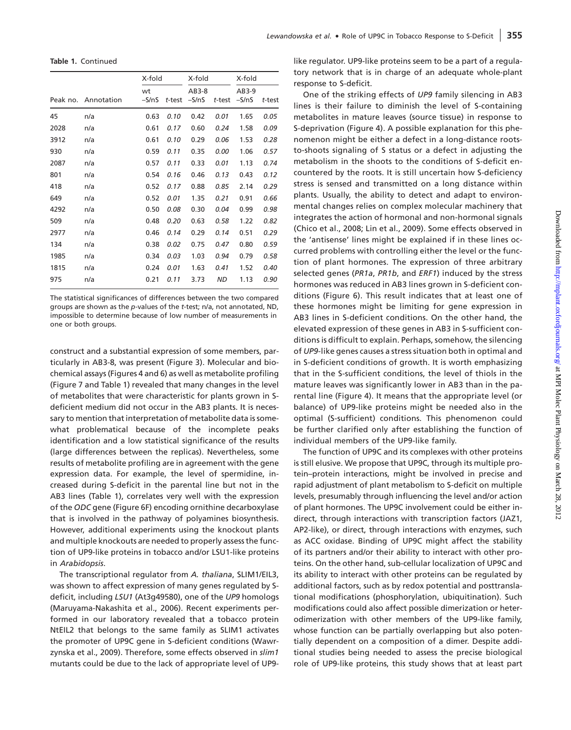**Table 1.** Continued

| | | X-fold | | X-fold | | X-fold | |
|---|---|---|---|---|---|---|---|
| Peak no. | Annotation | wt –S/nS | *t*-test | AB3-8 –S/nS | *t*-test | AB3-9 –S/nS | *t*-test |
| 45 | n/a | 0.63 | *0.10* | 0.42 | *0.01* | 1.65 | *0.05* |
| 2028 | n/a | 0.61 | *0.17* | 0.60 | *0.24* | 1.58 | *0.09* |
| 3912 | n/a | 0.61 | *0.10* | 0.29 | *0.06* | 1.53 | *0.28* |
| 930 | n/a | 0.59 | *0.11* | 0.35 | *0.00* | 1.06 | *0.57* |
| 2087 | n/a | 0.57 | *0.11* | 0.33 | *0.01* | 1.13 | *0.74* |
| 801 | n/a | 0.54 | *0.16* | 0.46 | *0.13* | 0.43 | *0.12* |
| 418 | n/a | 0.52 | *0.17* | 0.88 | *0.85* | 2.14 | *0.29* |
| 649 | n/a | 0.52 | *0.01* | 1.35 | *0.21* | 0.91 | *0.66* |
| 4292 | n/a | 0.50 | *0.08* | 0.30 | *0.04* | 0.99 | *0.98* |
| 509 | n/a | 0.48 | *0.20* | 0.63 | *0.58* | 1.22 | *0.82* |
| 2977 | n/a | 0.46 | *0.14* | 0.29 | *0.14* | 0.51 | *0.29* |
| 134 | n/a | 0.38 | *0.02* | 0.75 | *0.47* | 0.80 | *0.59* |
| 1985 | n/a | 0.34 | *0.03* | 1.03 | *0.94* | 0.79 | *0.58* |
| 1815 | n/a | 0.24 | *0.01* | 1.63 | *0.41* | 1.52 | *0.40* |
| 975 | n/a | 0.21 | *0.11* | 3.73 | *ND* | 1.13 | *0.90* |

The statistical significances of differences between the two compared groups are shown as the *p*-values of the *t*-test; n/a, not annotated, ND, impossible to determine because of low number of measurements in one or both groups.

construct and a substantial expression of some members, particularly in AB3-8, was present (Figure 3). Molecular and biochemical assays (Figures 4 and 6) as well as metabolite profiling (Figure 7 and Table 1) revealed that many changes in the level of metabolites that were characteristic for plants grown in S-deficient medium did not occur in the AB3 plants. It is necessary to mention that interpretation of metabolite data is somewhat problematical because of the incomplete peaks identification and a low statistical significance of the results (large differences between the replicas). Nevertheless, some results of metabolite profiling are in agreement with the gene expression data. For example, the level of spermidine, increased during S-deficit in the parental line but not in the AB3 lines (Table 1), correlates very well with the expression of the *ODC* gene (Figure 6F) encoding ornithine decarboxylase that is involved in the pathway of polyamines biosynthesis. However, additional experiments using the knockout plants and multiple knockouts are needed to properly assess the function of UP9-like proteins in tobacco and/or LSU1-like proteins in *Arabidopsis*.

The transcriptional regulator from *A. thaliana*, SLIM1/EIL3, was shown to affect expression of many genes regulated by S-deficit, including *LSU1* (At3g49580), one of the *UP9* homologs (Maruyama-Nakashita et al., 2006). Recent experiments performed in our laboratory revealed that a tobacco protein NtEIL2 that belongs to the same family as SLIM1 activates the promoter of UP9C gene in S-deficient conditions (Wawrzynska et al., 2009). Therefore, some effects observed in *slim1* mutants could be due to the lack of appropriate level of UP9-like regulator. UP9-like proteins seem to be a part of a regulatory network that is in charge of an adequate whole-plant response to S-deficit.

One of the striking effects of *UP9* family silencing in AB3 lines is their failure to diminish the level of S-containing metabolites in mature leaves (source tissue) in response to S-deprivation (Figure 4). A possible explanation for this phenomenon might be either a defect in a long-distance roots-to-shoots signaling of S status or a defect in adjusting the metabolism in the shoots to the conditions of S-deficit encountered by the roots. It is still uncertain how S-deficiency stress is sensed and transmitted on a long distance within plants. Usually, the ability to detect and adapt to environmental changes relies on complex molecular machinery that integrates the action of hormonal and non-hormonal signals (Chico et al., 2008; Lin et al., 2009). Some effects observed in the 'antisense' lines might be explained if in these lines occurred problems with controlling either the level or the function of plant hormones. The expression of three arbitrary selected genes (*PR1a*, *PR1b*, and *ERF1*) induced by the stress hormones was reduced in AB3 lines grown in S-deficient conditions (Figure 6). This result indicates that at least one of these hormones might be limiting for gene expression in AB3 lines in S-deficient conditions. On the other hand, the elevated expression of these genes in AB3 in S-sufficient conditions is difficult to explain. Perhaps, somehow, the silencing of *UP9*-like genes causes a stress situation both in optimal and in S-deficient conditions of growth. It is worth emphasizing that in the S-sufficient conditions, the level of thiols in the mature leaves was significantly lower in AB3 than in the parental line (Figure 4). It means that the appropriate level (or balance) of UP9-like proteins might be needed also in the optimal (S-sufficient) conditions. This phenomenon could be further clarified only after establishing the function of individual members of the UP9-like family.

The function of UP9C and its complexes with other proteins is still elusive. We propose that UP9C, through its multiple protein–protein interactions, might be involved in precise and rapid adjustment of plant metabolism to S-deficit on multiple levels, presumably through influencing the level and/or action of plant hormones. The UP9C involvement could be either indirect, through interactions with transcription factors (JAZ1, AP2-like), or direct, through interactions with enzymes, such as ACC oxidase. Binding of UP9C might affect the stability of its partners and/or their ability to interact with other proteins. On the other hand, sub-cellular localization of UP9C and its ability to interact with other proteins can be regulated by additional factors, such as by redox potential and posttranslational modifications (phosphorylation, ubiquitination). Such modifications could also affect possible dimerization or heterodimerization with other members of the UP9-like family, whose function can be partially overlapping but also potentially dependent on a composition of a dimer. Despite additional studies being needed to assess the precise biological role of UP9-like proteins, this study shows that at least part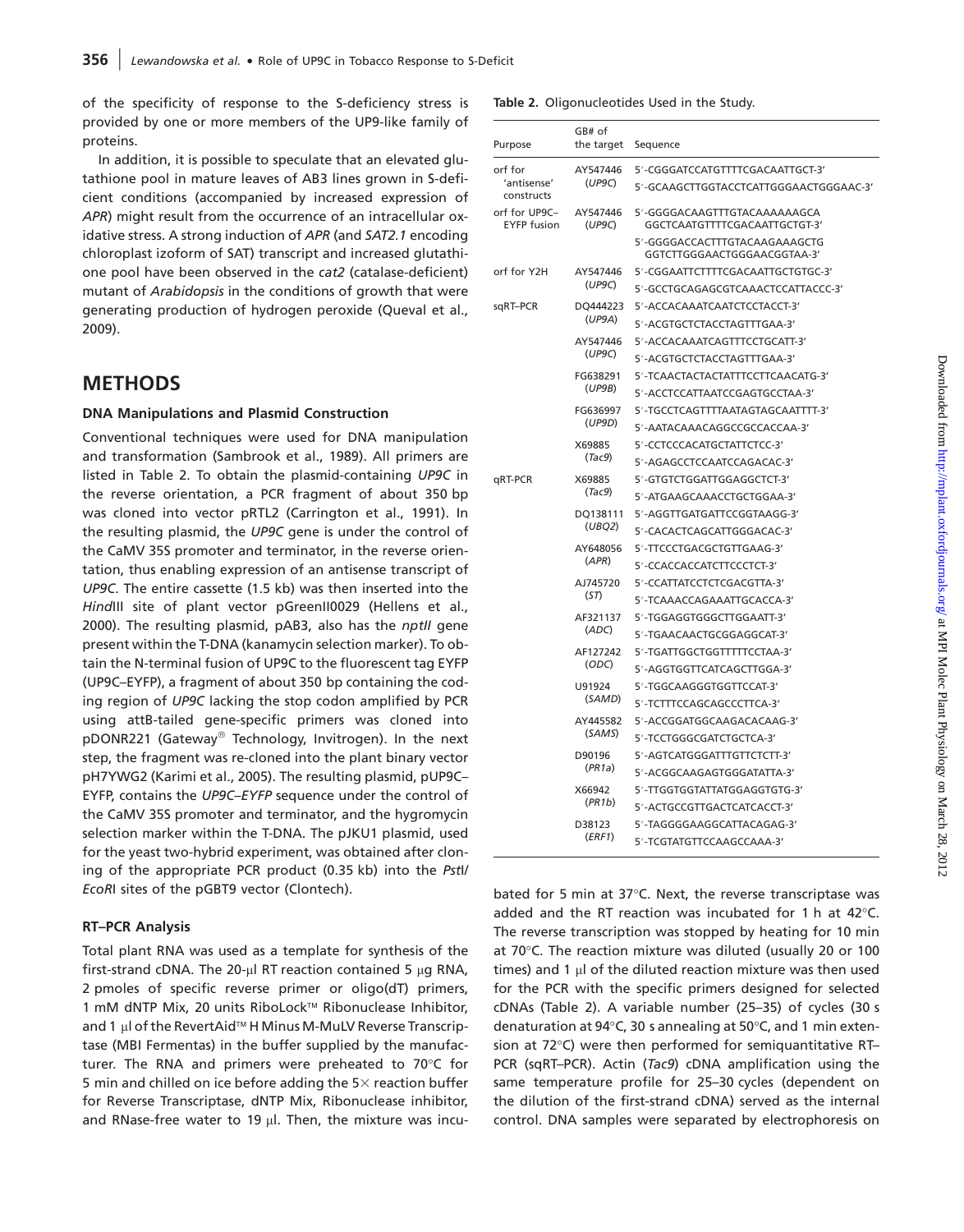of the specificity of response to the S-deficiency stress is provided by one or more members of the UP9-like family of proteins.

In addition, it is possible to speculate that an elevated glutathione pool in mature leaves of AB3 lines grown in S-deficient conditions (accompanied by increased expression of *APR*) might result from the occurrence of an intracellular oxidative stress. A strong induction of *APR* (and *SAT2.1* encoding chloroplast izoform of SAT) transcript and increased glutathione pool have been observed in the *cat2* (catalase-deficient) mutant of *Arabidopsis* in the conditions of growth that were generating production of hydrogen peroxide (Queval et al., 2009).

## METHODS

### DNA Manipulations and Plasmid Construction

Conventional techniques were used for DNA manipulation and transformation (Sambrook et al., 1989). All primers are listed in Table 2. To obtain the plasmid-containing *UP9C* in the reverse orientation, a PCR fragment of about 350 bp was cloned into vector pRTL2 (Carrington et al., 1991). In the resulting plasmid, the *UP9C* gene is under the control of the CaMV 35S promoter and terminator, in the reverse orientation, thus enabling expression of an antisense transcript of *UP9C*. The entire cassette (1.5 kb) was then inserted into the *Hin*dIII site of plant vector pGreenII0029 (Hellens et al., 2000). The resulting plasmid, pAB3, also has the *nptII* gene present within the T-DNA (kanamycin selection marker). To obtain the N-terminal fusion of UP9C to the fluorescent tag EYFP (UP9C–EYFP), a fragment of about 350 bp containing the coding region of *UP9C* lacking the stop codon amplified by PCR using attB-tailed gene-specific primers was cloned into pDONR221 (Gateway® Technology, Invitrogen). In the next step, the fragment was re-cloned into the plant binary vector pH7YWG2 (Karimi et al., 2005). The resulting plasmid, pUP9C–EYFP, contains the *UP9C–EYFP* sequence under the control of the CaMV 35S promoter and terminator, and the hygromycin selection marker within the T-DNA. The pJKU1 plasmid, used for the yeast two-hybrid experiment, was obtained after cloning of the appropriate PCR product (0.35 kb) into the *Pst*I/*EcoR*I sites of the pGBT9 vector (Clontech).

### RT–PCR Analysis

Total plant RNA was used as a template for synthesis of the first-strand cDNA. The 20-μl RT reaction contained 5 μg RNA, 2 pmoles of specific reverse primer or oligo(dT) primers, 1 mM dNTP Mix, 20 units RiboLock™ Ribonuclease Inhibitor, and 1 μl of the RevertAid™ H Minus M-MuLV Reverse Transcriptase (MBI Fermentas) in the buffer supplied by the manufacturer. The RNA and primers were preheated to 70°C for 5 min and chilled on ice before adding the 5× reaction buffer for Reverse Transcriptase, dNTP Mix, Ribonuclease inhibitor, and RNase-free water to 19 μl. Then, the mixture was incubated for 5 min at 37°C. Next, the reverse transcriptase was added and the RT reaction was incubated for 1 h at 42°C. The reverse transcription was stopped by heating for 10 min at 70°C. The reaction mixture was diluted (usually 20 or 100 times) and 1 μl of the diluted reaction mixture was then used for the PCR with the specific primers designed for selected cDNAs (Table 2). A variable number (25–35) of cycles (30 s denaturation at 94°C, 30 s annealing at 50°C, and 1 min extension at 72°C) were then performed for semiquantitative RT–PCR (sqRT–PCR). Actin (*Tac9*) cDNA amplification using the same temperature profile for 25–30 cycles (dependent on the dilution of the first-strand cDNA) served as the internal control. DNA samples were separated by electrophoresis on

**Table 2.** Oligonucleotides Used in the Study.

| Purpose | GB# of the target | Sequence |
|---|---|---|
| orf for 'antisense' constructs | AY547446 (*UP9C*) | 5′-CGGGATCCATGTTTTCGACAATTGCT-3′ |
| | | 5′-GCAAGCTTGGTACCTCATTGGGAACTGGGAAC-3′ |
| orf for UP9C–EYFP fusion | AY547446 (*UP9C*) | 5′-GGGGACAAGTTTGTACAAAAAAGCA GGCTCAATGTTTTCGACAATTGCTGT-3′ |
| | | 5′-GGGGACCACTTTGTACAAGAAAGCTG GGTCTTGGGAACTGGGAACGGTAA-3′ |
| orf for Y2H | AY547446 (*UP9C*) | 5′-CGGAATTCTTTTCGACAATTGCTGTGC-3′ |
| | | 5′-GCCTGCAGAGCGTCAAACTCCATTACCC-3′ |
| sqRT–PCR | DQ444223 (*UP9A*) | 5′-ACCACAAATCAATCTCCTACCT-3′ |
| | | 5′-ACGTGCTCTACCTAGTTTGAA-3′ |
| | AY547446 (*UP9C*) | 5′-ACCACAAATCAGTTTCCTGCATT-3′ |
| | | 5′-ACGTGCTCTACCTAGTTTGAA-3′ |
| | FG638291 (*UP9B*) | 5′-TCAACTACTACTATTTCCTTCAACATG-3′ |
| | | 5′-ACCTCCATTAATCCGAGTGCCTAA-3′ |
| | FG636997 (*UP9D*) | 5′-TGCCTCAGTTTTAATAGTAGCAATTTT-3′ |
| | | 5′-AATACAAACAGGCCGCCACCAA-3′ |
| | X69885 (*Tac9*) | 5′-CCTCCCACATGCTATTCTCC-3′ |
| | | 5′-AGAGCCTCCAATCCAGACAC-3′ |
| qRT-PCR | X69885 (*Tac9*) | 5′-GTGTCTGGATTGGAGGCTCT-3′ |
| | | 5′-ATGAAGCAAACCTGCTGGAA-3′ |
| | DQ138111 (*UBQ2*) | 5′-AGGTTGATGATTCCGGTAAGG-3′ |
| | | 5′-CACACTCAGCATTGGGACAC-3′ |
| | AY648056 (*APR*) | 5′-TTCCCTGACGCTGTTGAAG-3′ |
| | | 5′-CCACCACCATCTTCCCTCT-3′ |
| | AJ745720 (*ST*) | 5′-CCATTATCCTCTCGACGTTA-3′ |
| | | 5′-TCAAACCAGAAATTGCACCA-3′ |
| | AF321137 (*ADC*) | 5′-TGGAGGTGGGCTTGGAATT-3′ |
| | | 5′-TGAACAACTGCGGAGGCAT-3′ |
| | AF127242 (*ODC*) | 5′-TGATTGGCTGGTTTTTCCTAA-3′ |
| | | 5′-AGGTGGTTCATCAGCTTGGA-3′ |
| | U91924 (*SAMD*) | 5′-TGGCAAGGGTGGTTCCAT-3′ |
| | | 5′-TCTTTCCAGCAGCCCTTCA-3′ |
| | AY445582 (*SAMS*) | 5′-ACCGGATGGCAAGACACAAG-3′ |
| | | 5′-TCCTGGGCGATCGCTCTCA-3′ |
| | D90196 (*PR1a*) | 5′-AGTCATGGGATTTGTTCTCTT-3′ |
| | | 5′-ACGGCAAGAGTGGGATATTA-3′ |
| | X66942 (*PR1b*) | 5′-TTGGTGGTATTATGGAGGTGTG-3′ |
| | | 5′-ACTGCCGTTGACTCATCACCT-3′ |
| | D38123 (*ERF1*) | 5′-TAGGGGAAGGCATTACAGAG-3′ |
| | | 5′-TCGTATGTTCCAAGCCAAA-3′ |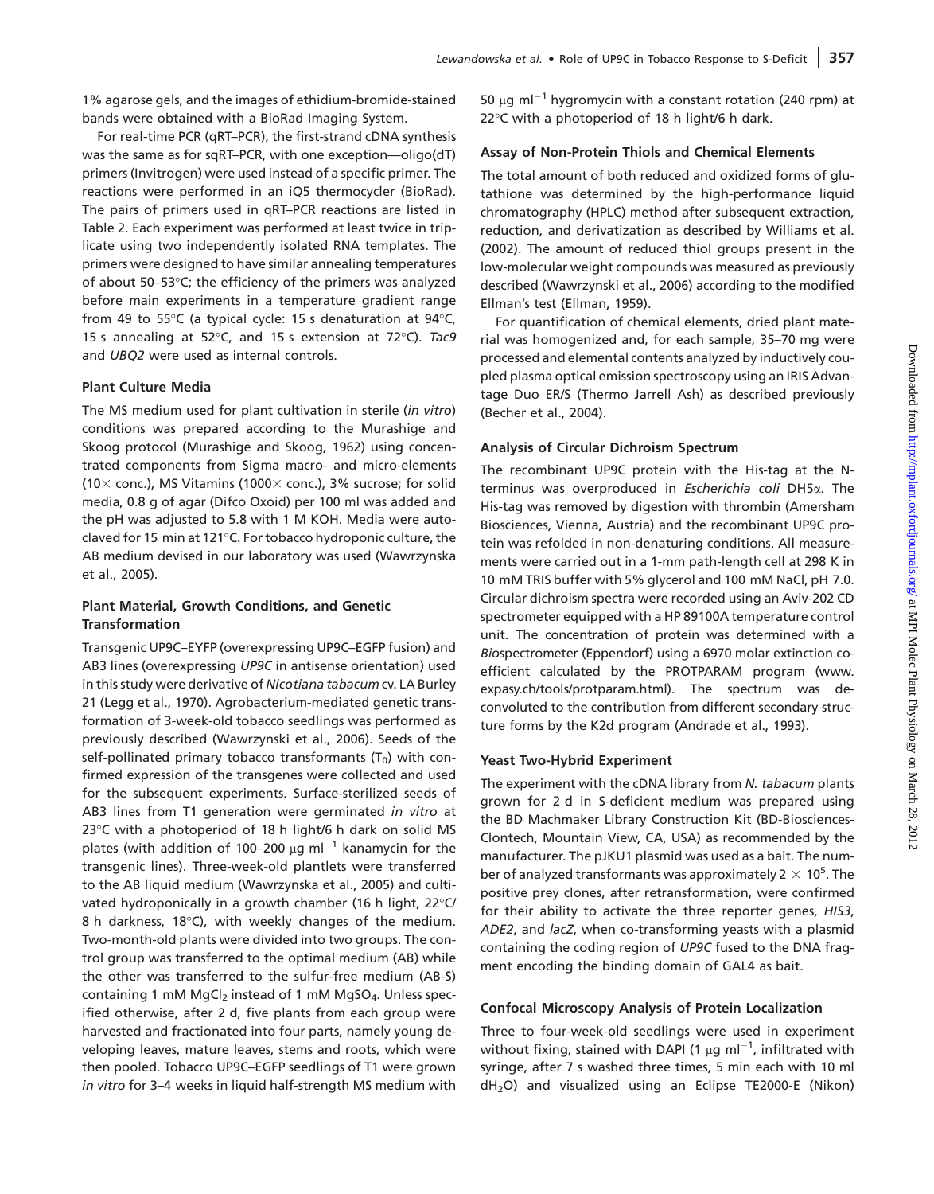1% agarose gels, and the images of ethidium-bromide-stained bands were obtained with a BioRad Imaging System.

For real-time PCR (qRT–PCR), the first-strand cDNA synthesis was the same as for sqRT–PCR, with one exception—oligo(dT) primers (Invitrogen) were used instead of a specific primer. The reactions were performed in an iQ5 thermocycler (BioRad). The pairs of primers used in qRT–PCR reactions are listed in Table 2. Each experiment was performed at least twice in triplicate using two independently isolated RNA templates. The primers were designed to have similar annealing temperatures of about 50–53°C; the efficiency of the primers was analyzed before main experiments in a temperature gradient range from 49 to 55°C (a typical cycle: 15 s denaturation at 94°C, 15 s annealing at 52°C, and 15 s extension at 72°C). *Tac9* and *UBQ2* were used as internal controls.

### Plant Culture Media

The MS medium used for plant cultivation in sterile (*in vitro*) conditions was prepared according to the Murashige and Skoog protocol (Murashige and Skoog, 1962) using concentrated components from Sigma macro- and micro-elements (10× conc.), MS Vitamins (1000× conc.), 3% sucrose; for solid media, 0.8 g of agar (Difco Oxoid) per 100 ml was added and the pH was adjusted to 5.8 with 1 M KOH. Media were autoclaved for 15 min at 121°C. For tobacco hydroponic culture, the AB medium devised in our laboratory was used (Wawrzynska et al., 2005).

### Plant Material, Growth Conditions, and Genetic Transformation

Transgenic UP9C–EYFP (overexpressing UP9C–EGFP fusion) and AB3 lines (overexpressing *UP9C* in antisense orientation) used in this study were derivative of *Nicotiana tabacum* cv. LA Burley 21 (Legg et al., 1970). Agrobacterium-mediated genetic transformation of 3-week-old tobacco seedlings was performed as previously described (Wawrzynski et al., 2006). Seeds of the self-pollinated primary tobacco transformants ($T_0$) with confirmed expression of the transgenes were collected and used for the subsequent experiments. Surface-sterilized seeds of AB3 lines from T1 generation were germinated *in vitro* at 23°C with a photoperiod of 18 h light/6 h dark on solid MS plates (with addition of 100–200 μg $ml^{-1}$ kanamycin for the transgenic lines). Three-week-old plantlets were transferred to the AB liquid medium (Wawrzynska et al., 2005) and cultivated hydroponically in a growth chamber (16 h light, 22°C/ 8 h darkness, 18°C), with weekly changes of the medium. Two-month-old plants were divided into two groups. The control group was transferred to the optimal medium (AB) while the other was transferred to the sulfur-free medium (AB-S) containing 1 mM $MgCl_2$ instead of 1 mM $MgSO_4$. Unless specified otherwise, after 2 d, five plants from each group were harvested and fractionated into four parts, namely young developing leaves, mature leaves, stems and roots, which were then pooled. Tobacco UP9C–EGFP seedlings of T1 were grown *in vitro* for 3–4 weeks in liquid half-strength MS medium with 50 μg $ml^{-1}$ hygromycin with a constant rotation (240 rpm) at 22°C with a photoperiod of 18 h light/6 h dark.

### Assay of Non-Protein Thiols and Chemical Elements

The total amount of both reduced and oxidized forms of glutathione was determined by the high-performance liquid chromatography (HPLC) method after subsequent extraction, reduction, and derivatization as described by Williams et al. (2002). The amount of reduced thiol groups present in the low-molecular weight compounds was measured as previously described (Wawrzynski et al., 2006) according to the modified Ellman's test (Ellman, 1959).

For quantification of chemical elements, dried plant material was homogenized and, for each sample, 35–70 mg were processed and elemental contents analyzed by inductively coupled plasma optical emission spectroscopy using an IRIS Advantage Duo ER/S (Thermo Jarrell Ash) as described previously (Becher et al., 2004).

### Analysis of Circular Dichroism Spectrum

The recombinant UP9C protein with the His-tag at the N-terminus was overproduced in *Escherichia coli* DH5α. The His-tag was removed by digestion with thrombin (Amersham Biosciences, Vienna, Austria) and the recombinant UP9C protein was refolded in non-denaturing conditions. All measurements were carried out in a 1-mm path-length cell at 298 K in 10 mM TRIS buffer with 5% glycerol and 100 mM NaCl, pH 7.0. Circular dichroism spectra were recorded using an Aviv-202 CD spectrometer equipped with a HP 89100A temperature control unit. The concentration of protein was determined with a *Bio*spectrometer (Eppendorf) using a 6970 molar extinction coefficient calculated by the PROTPARAM program (www.expasy.ch/tools/protparam.html). The spectrum was deconvoluted to the contribution from different secondary structure forms by the K2d program (Andrade et al., 1993).

### Yeast Two-Hybrid Experiment

The experiment with the cDNA library from *N. tabacum* plants grown for 2 d in S-deficient medium was prepared using the BD Machmaker Library Construction Kit (BD-Biosciences-Clontech, Mountain View, CA, USA) as recommended by the manufacturer. The pJKU1 plasmid was used as a bait. The number of analyzed transformants was approximately $2 \times 10^5$. The positive prey clones, after retransformation, were confirmed for their ability to activate the three reporter genes, *HIS3*, *ADE2*, and *lacZ*, when co-transforming yeasts with a plasmid containing the coding region of *UP9C* fused to the DNA fragment encoding the binding domain of GAL4 as bait.

### Confocal Microscopy Analysis of Protein Localization

Three to four-week-old seedlings were used in experiment without fixing, stained with DAPI (1 μg $ml^{-1}$, infiltrated with syringe, after 7 s washed three times, 5 min each with 10 ml $dH_2O$) and visualized using an Eclipse TE2000-E (Nikon)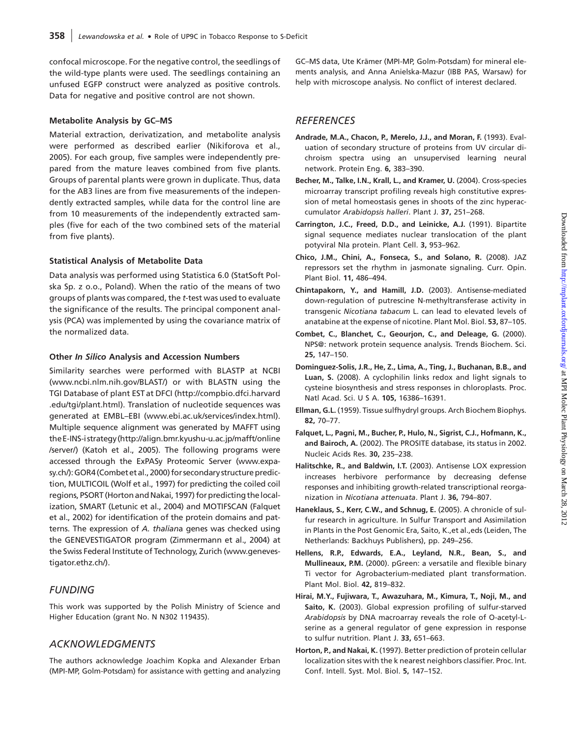confocal microscope. For the negative control, the seedlings of the wild-type plants were used. The seedlings containing an unfused EGFP construct were analyzed as positive controls. Data for negative and positive control are not shown.

### Metabolite Analysis by GC–MS

Material extraction, derivatization, and metabolite analysis were performed as described earlier (Nikiforova et al., 2005). For each group, five samples were independently prepared from the mature leaves combined from five plants. Groups of parental plants were grown in duplicate. Thus, data for the AB3 lines are from five measurements of the independently extracted samples, while data for the control line are from 10 measurements of the independently extracted samples (five for each of the two combined sets of the material from five plants).

### Statistical Analysis of Metabolite Data

Data analysis was performed using Statistica 6.0 (StatSoft Polska Sp. z o.o., Poland). When the ratio of the means of two groups of plants was compared, the *t*-test was used to evaluate the significance of the results. The principal component analysis (PCA) was implemented by using the covariance matrix of the normalized data.

### Other *In Silico* Analysis and Accession Numbers

Similarity searches were performed with BLASTP at NCBI (www.ncbi.nlm.nih.gov/BLAST/) or with BLASTN using the TGI Database of plant EST at DFCI (http://compbio.dfci.harvard.edu/tgi/plant.html). Translation of nucleotide sequences was generated at EMBL–EBI (www.ebi.ac.uk/services/index.html). Multiple sequence alignment was generated by MAFFT using the E-INS-i strategy (http://align.bmr.kyushu-u.ac.jp/mafft/online/server/) (Katoh et al., 2005). The following programs were accessed through the ExPASy Proteomic Server (www.expasy.ch/): GOR4 (Combet et al., 2000) for secondary structure prediction, MULTICOIL (Wolf et al., 1997) for predicting the coiled coil regions, PSORT (Horton and Nakai, 1997) for predicting the localization, SMART (Letunic et al., 2004) and MOTIFSCAN (Falquet et al., 2002) for identification of the protein domains and patterns. The expression of *A. thaliana* genes was checked using the GENEVESTIGATOR program (Zimmermann et al., 2004) at the Swiss Federal Institute of Technology, Zurich (www.genevestigator.ethz.ch/).

## FUNDING

This work was supported by the Polish Ministry of Science and Higher Education (grant No. N N302 119435).

## ACKNOWLEDGMENTS

The authors acknowledge Joachim Kopka and Alexander Erban (MPI-MP, Golm-Potsdam) for assistance with getting and analyzing GC–MS data, Ute Krämer (MPI-MP, Golm-Potsdam) for mineral elements analysis, and Anna Anielska-Mazur (IBB PAS, Warsaw) for help with microscope analysis. No conflict of interest declared.

## REFERENCES

**Andrade, M.A., Chacon, P., Merelo, J.J., and Moran, F.** (1993). Evaluation of secondary structure of proteins from UV circular dichroism spectra using an unsupervised learning neural network. Protein Eng. **6,** 383–390.

**Becher, M., Talke, I.N., Krall, L., and Kramer, U.** (2004). Cross-species microarray transcript profiling reveals high constitutive expression of metal homeostasis genes in shoots of the zinc hyperaccumulator *Arabidopsis halleri*. Plant J. **37,** 251–268.

**Carrington, J.C., Freed, D.D., and Leinicke, A.J.** (1991). Bipartite signal sequence mediates nuclear translocation of the plant potyviral NIa protein. Plant Cell. **3,** 953–962.

**Chico, J.M., Chini, A., Fonseca, S., and Solano, R.** (2008). JAZ repressors set the rhythm in jasmonate signaling. Curr. Opin. Plant Biol. **11,** 486–494.

**Chintapakorn, Y., and Hamill, J.D.** (2003). Antisense-mediated down-regulation of putrescine N-methyltransferase activity in transgenic *Nicotiana tabacum* L. can lead to elevated levels of anatabine at the expense of nicotine. Plant Mol. Biol. **53,** 87–105.

**Combet, C., Blanchet, C., Geourjon, C., and Deleage, G.** (2000). NPS@: network protein sequence analysis. Trends Biochem. Sci. **25,** 147–150.

**Dominguez-Solis, J.R., He, Z., Lima, A., Ting, J., Buchanan, B.B., and Luan, S.** (2008). A cyclophilin links redox and light signals to cysteine biosynthesis and stress responses in chloroplasts. Proc. Natl Acad. Sci. U S A. **105,** 16386–16391.

**Ellman, G.L.** (1959). Tissue sulfhydryl groups. Arch Biochem Biophys. **82,** 70–77.

**Falquet, L., Pagni, M., Bucher, P., Hulo, N., Sigrist, C.J., Hofmann, K., and Bairoch, A.** (2002). The PROSITE database, its status in 2002. Nucleic Acids Res. **30,** 235–238.

**Halitschke, R., and Baldwin, I.T.** (2003). Antisense LOX expression increases herbivore performance by decreasing defense responses and inhibiting growth-related transcriptional reorganization in *Nicotiana attenuata*. Plant J. **36,** 794–807.

**Haneklaus, S., Kerr, C.W., and Schnug, E.** (2005). A chronicle of sulfur research in agriculture. In Sulfur Transport and Assimilation in Plants in the Post Genomic Era, Saito, K.,et al.,eds (Leiden, The Netherlands: Backhuys Publishers), pp. 249–256.

**Hellens, R.P., Edwards, E.A., Leyland, N.R., Bean, S., and Mullineaux, P.M.** (2000). pGreen: a versatile and flexible binary Ti vector for Agrobacterium-mediated plant transformation. Plant Mol. Biol. **42,** 819–832.

**Hirai, M.Y., Fujiwara, T., Awazuhara, M., Kimura, T., Noji, M., and Saito, K.** (2003). Global expression profiling of sulfur-starved *Arabidopsis* by DNA macroarray reveals the role of O-acetyl-L-serine as a general regulator of gene expression in response to sulfur nutrition. Plant J. **33,** 651–663.

**Horton, P., and Nakai, K.** (1997). Better prediction of protein cellular localization sites with the k nearest neighbors classifier. Proc. Int. Conf. Intell. Syst. Mol. Biol. **5,** 147–152.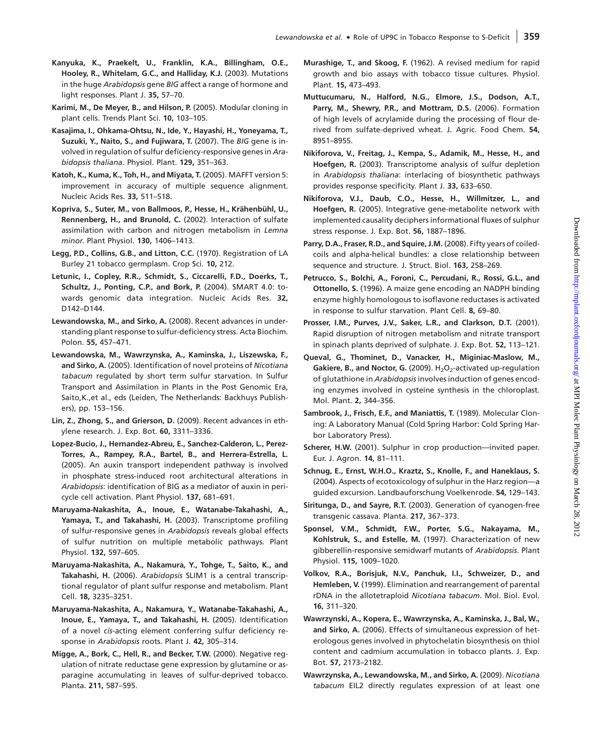**Kanyuka, K., Praekelt, U., Franklin, K.A., Billingham, O.E., Hooley, R., Whitelam, G.C., and Halliday, K.J.** (2003). Mutations in the huge *Arabidopsis* gene *BIG* affect a range of hormone and light responses. Plant J. **35,** 57–70.

**Karimi, M., De Meyer, B., and Hilson, P.** (2005). Modular cloning in plant cells. Trends Plant Sci. **10,** 103–105.

**Kasajima, I., Ohkama-Ohtsu, N., Ide, Y., Hayashi, H., Yoneyama, T., Suzuki, Y., Naito, S., and Fujiwara, T.** (2007). The *BIG* gene is involved in regulation of sulfur deficiency-responsive genes in *Arabidopsis thaliana*. Physiol. Plant. **129,** 351–363.

**Katoh, K., Kuma, K., Toh, H., and Miyata, T.** (2005). MAFFT version 5: improvement in accuracy of multiple sequence alignment. Nucleic Acids Res. **33,** 511–518.

**Kopriva, S., Suter, M., von Ballmoos, P., Hesse, H., Krähenbühl, U., Rennenberg, H., and Brunold, C.** (2002). Interaction of sulfate assimilation with carbon and nitrogen metabolism in *Lemna minor*. Plant Physiol. **130,** 1406–1413.

**Legg, P.D., Collins, G.B., and Litton, C.C.** (1970). Registration of LA Burley 21 tobacco germplasm. Crop Sci. **10,** 212.

**Letunic, I., Copley, R.R., Schmidt, S., Ciccarelli, F.D., Doerks, T., Schultz, J., Ponting, C.P., and Bork, P.** (2004). SMART 4.0: towards genomic data integration. Nucleic Acids Res. **32,** D142–D144.

**Lewandowska, M., and Sirko, A.** (2008). Recent advances in understanding plant response to sulfur-deficiency stress. Acta Biochim. Polon. **55,** 457–471.

**Lewandowska, M., Wawrzynska, A., Kaminska, J., Liszewska, F., and Sirko, A.** (2005). Identification of novel proteins of *Nicotiana tabacum* regulated by short term sulfur starvation. In Sulfur Transport and Assimilation in Plants in the Post Genomic Era, Saito,K.,et al., eds (Leiden, The Netherlands: Backhuys Publishers), pp. 153–156.

**Lin, Z., Zhong, S., and Grierson, D.** (2009). Recent advances in ethylene research. J. Exp. Bot. **60,** 3311–3336.

**Lopez-Bucio, J., Hernandez-Abreu, E., Sanchez-Calderon, L., Perez-Torres, A., Rampey, R.A., Bartel, B., and Herrera-Estrella, L.** (2005). An auxin transport independent pathway is involved in phosphate stress-induced root architectural alterations in *Arabidopsis*: identification of BIG as a mediator of auxin in pericycle cell activation. Plant Physiol. **137,** 681–691.

**Maruyama-Nakashita, A., Inoue, E., Watanabe-Takahashi, A., Yamaya, T., and Takahashi, H.** (2003). Transcriptome profiling of sulfur-responsive genes in *Arabidopsis* reveals global effects of sulfur nutrition on multiple metabolic pathways. Plant Physiol. **132,** 597–605.

**Maruyama-Nakashita, A., Nakamura, Y., Tohge, T., Saito, K., and Takahashi, H.** (2006). *Arabidopsis* SLIM1 is a central transcriptional regulator of plant sulfur response and metabolism. Plant Cell. **18,** 3235–3251.

**Maruyama-Nakashita, A., Nakamura, Y., Watanabe-Takahashi, A., Inoue, E., Yamaya, T., and Takahashi, H.** (2005). Identification of a novel *cis*-acting element conferring sulfur deficiency response in *Arabidopsis* roots. Plant J. **42,** 305–314.

**Migge, A., Bork, C., Hell, R., and Becker, T.W.** (2000). Negative regulation of nitrate reductase gene expression by glutamine or asparagine accumulating in leaves of sulfur-deprived tobacco. Planta. **211,** 587–595.

**Murashige, T., and Skoog, F.** (1962). A revised medium for rapid growth and bio assays with tobacco tissue cultures. Physiol. Plant. **15,** 473–493.

**Muttucumaru, N., Halford, N.G., Elmore, J.S., Dodson, A.T., Parry, M., Shewry, P.R., and Mottram, D.S.** (2006). Formation of high levels of acrylamide during the processing of flour derived from sulfate-deprived wheat. J. Agric. Food Chem. **54,** 8951–8955.

**Nikiforova, V., Freitag, J., Kempa, S., Adamik, M., Hesse, H., and Hoefgen, R.** (2003). Transcriptome analysis of sulfur depletion in *Arabidopsis thaliana*: interlacing of biosynthetic pathways provides response specificity. Plant J. **33,** 633–650.

**Nikiforova, V.J., Daub, C.O., Hesse, H., Willmitzer, L., and Hoefgen, R.** (2005). Integrative gene-metabolite network with implemented causality deciphers informational fluxes of sulphur stress response. J. Exp. Bot. **56,** 1887–1896.

**Parry, D.A., Fraser, R.D., and Squire, J.M.** (2008). Fifty years of coiled-coils and alpha-helical bundles: a close relationship between sequence and structure. J. Struct. Biol. **163,** 258–269.

**Petrucco, S., Bolchi, A., Foroni, C., Percudani, R., Rossi, G.L., and Ottonello, S.** (1996). A maize gene encoding an NADPH binding enzyme highly homologous to isoflavone reductases is activated in response to sulfur starvation. Plant Cell. **8,** 69–80.

**Prosser, I.M., Purves, J.V., Saker, L.R., and Clarkson, D.T.** (2001). Rapid disruption of nitrogen metabolism and nitrate transport in spinach plants deprived of sulphate. J. Exp. Bot. **52,** 113–121.

**Queval, G., Thominet, D., Vanacker, H., Miginiac-Maslow, M., Gakiere, B., and Noctor, G.** (2009). $H_2O_2$-activated up-regulation of glutathione in *Arabidopsis* involves induction of genes encoding enzymes involved in cysteine synthesis in the chloroplast. Mol. Plant. **2,** 344–356.

**Sambrook, J., Frisch, E.F., and Maniattis, T.** (1989). Molecular Cloning: A Laboratory Manual (Cold Spring Harbor: Cold Spring Harbor Laboratory Press).

**Scherer, H.W.** (2001). Sulphur in crop production—invited paper. Eur. J. Agron. **14,** 81–111.

**Schnug, E., Ernst, W.H.O., Kraztz, S., Knolle, F., and Haneklaus, S.** (2004). Aspects of ecotoxicology of sulphur in the Harz region—a guided excursion. Landbauforschung Voelkenrode. **54,** 129–143.

**Siritunga, D., and Sayre, R.T.** (2003). Generation of cyanogen-free transgenic cassava. Planta. **217,** 367–373.

**Sponsel, V.M., Schmidt, F.W., Porter, S.G., Nakayama, M., Kohlstruk, S., and Estelle, M.** (1997). Characterization of new gibberellin-responsive semidwarf mutants of *Arabidopsis*. Plant Physiol. **115,** 1009–1020.

**Volkov, R.A., Borisjuk, N.V., Panchuk, I.I., Schweizer, D., and Hemleben, V.** (1999). Elimination and rearrangement of parental rDNA in the allotetraploid *Nicotiana tabacum*. Mol. Biol. Evol. **16,** 311–320.

**Wawrzynski, A., Kopera, E., Wawrzynska, A., Kaminska, J., Bal, W., and Sirko, A.** (2006). Effects of simultaneous expression of heterologous genes involved in phytochelatin biosynthesis on thiol content and cadmium accumulation in tobacco plants. J. Exp. Bot. **57,** 2173–2182.

**Wawrzynska, A., Lewandowska, M., and Sirko, A.** (2009). *Nicotiana tabacum* EIL2 directly regulates expression of at least one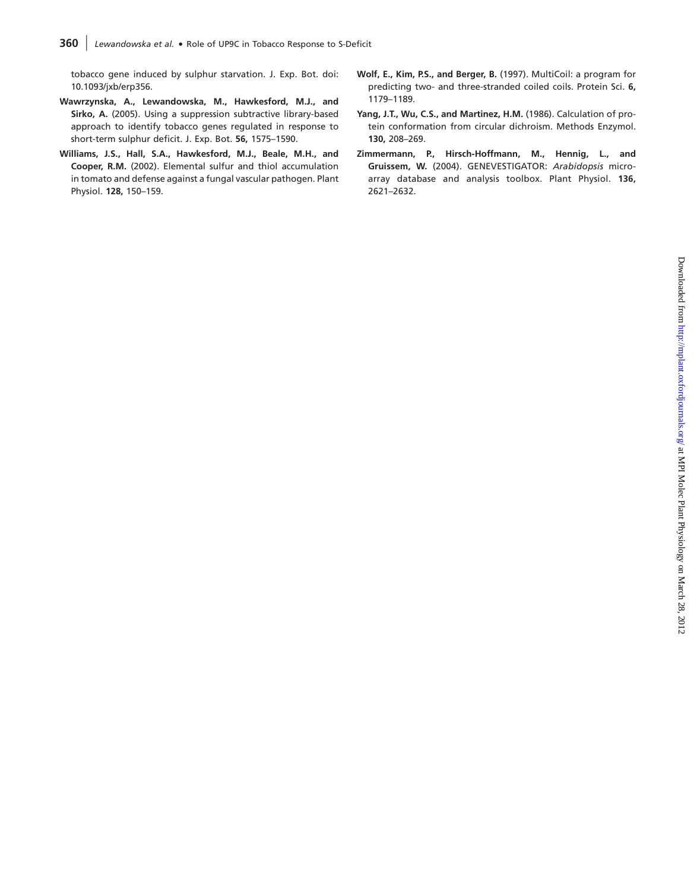tobacco gene induced by sulphur starvation. J. Exp. Bot. doi: 10.1093/jxb/erp356.

**Wawrzynska, A., Lewandowska, M., Hawkesford, M.J., and Sirko, A.** (2005). Using a suppression subtractive library-based approach to identify tobacco genes regulated in response to short-term sulphur deficit. J. Exp. Bot. **56,** 1575–1590.

**Williams, J.S., Hall, S.A., Hawkesford, M.J., Beale, M.H., and Cooper, R.M.** (2002). Elemental sulfur and thiol accumulation in tomato and defense against a fungal vascular pathogen. Plant Physiol. **128,** 150–159.

**Wolf, E., Kim, P.S., and Berger, B.** (1997). MultiCoil: a program for predicting two- and three-stranded coiled coils. Protein Sci. **6,** 1179–1189.

**Yang, J.T., Wu, C.S., and Martinez, H.M.** (1986). Calculation of protein conformation from circular dichroism. Methods Enzymol. **130,** 208–269.

**Zimmermann, P., Hirsch-Hoffmann, M., Hennig, L., and Gruissem, W.** (2004). GENEVESTIGATOR: *Arabidopsis* microarray database and analysis toolbox. Plant Physiol. **136,** 2621–2632.